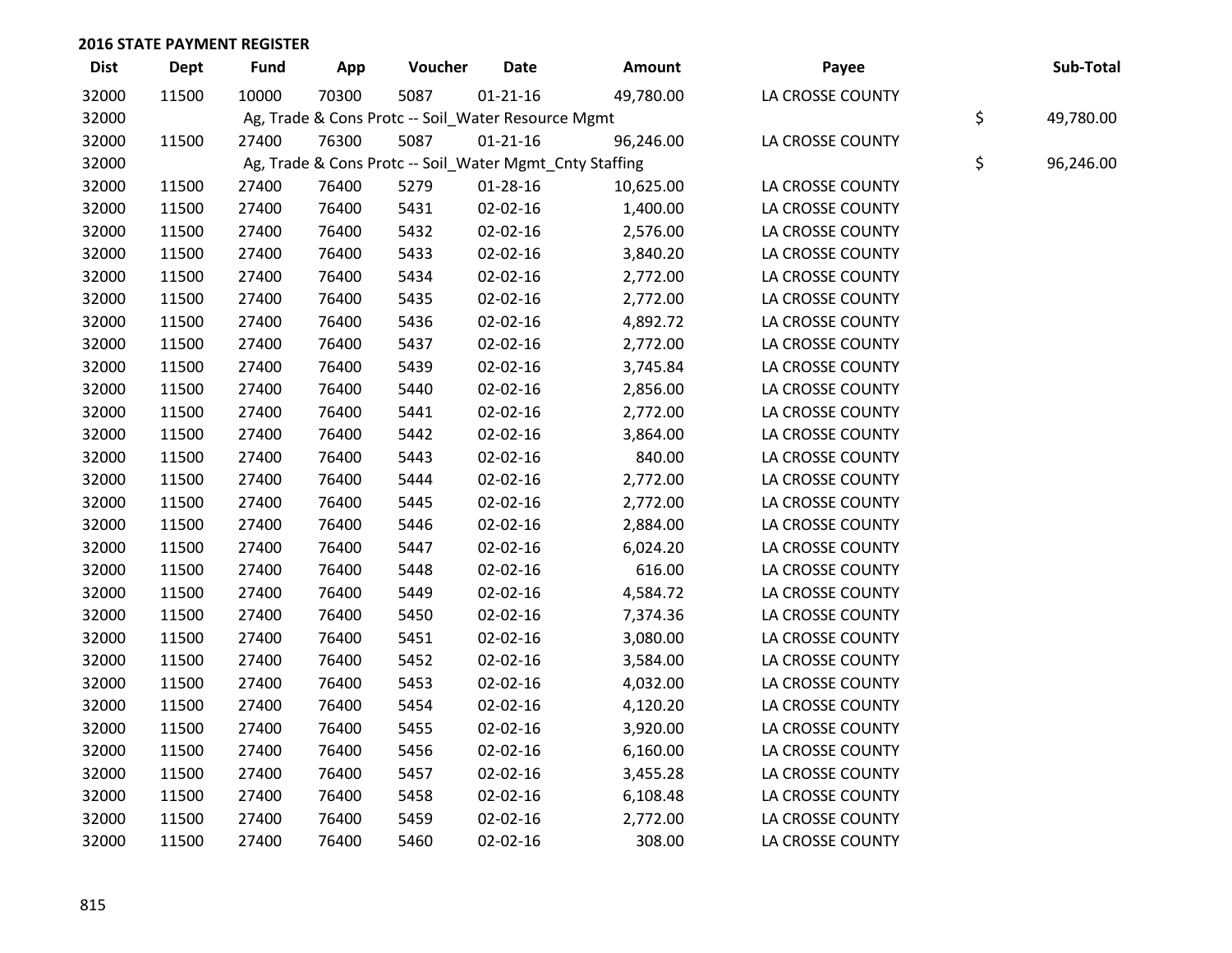## 2016 STATE PAYMENT REGISTER

| Dist | Dept | Fund | App | Voucher | Date | Amount | Payee | Sub-Total |
|---|---|---|---|---|---|---|---|---|
| 32000 | 11500 | 10000 | 70300 | 5087 | 01-21-16 | 49,780.00 | LA CROSSE COUNTY | |
| 32000 | | Ag, Trade & Cons Protc -- Soil_Water Resource Mgmt | | | | | | $ 49,780.00 |
| 32000 | 11500 | 27400 | 76300 | 5087 | 01-21-16 | 96,246.00 | LA CROSSE COUNTY | |
| 32000 | | Ag, Trade & Cons Protc -- Soil_Water Mgmt_Cnty Staffing | | | | | | $ 96,246.00 |
| 32000 | 11500 | 27400 | 76400 | 5279 | 01-28-16 | 10,625.00 | LA CROSSE COUNTY | |
| 32000 | 11500 | 27400 | 76400 | 5431 | 02-02-16 | 1,400.00 | LA CROSSE COUNTY | |
| 32000 | 11500 | 27400 | 76400 | 5432 | 02-02-16 | 2,576.00 | LA CROSSE COUNTY | |
| 32000 | 11500 | 27400 | 76400 | 5433 | 02-02-16 | 3,840.20 | LA CROSSE COUNTY | |
| 32000 | 11500 | 27400 | 76400 | 5434 | 02-02-16 | 2,772.00 | LA CROSSE COUNTY | |
| 32000 | 11500 | 27400 | 76400 | 5435 | 02-02-16 | 2,772.00 | LA CROSSE COUNTY | |
| 32000 | 11500 | 27400 | 76400 | 5436 | 02-02-16 | 4,892.72 | LA CROSSE COUNTY | |
| 32000 | 11500 | 27400 | 76400 | 5437 | 02-02-16 | 2,772.00 | LA CROSSE COUNTY | |
| 32000 | 11500 | 27400 | 76400 | 5439 | 02-02-16 | 3,745.84 | LA CROSSE COUNTY | |
| 32000 | 11500 | 27400 | 76400 | 5440 | 02-02-16 | 2,856.00 | LA CROSSE COUNTY | |
| 32000 | 11500 | 27400 | 76400 | 5441 | 02-02-16 | 2,772.00 | LA CROSSE COUNTY | |
| 32000 | 11500 | 27400 | 76400 | 5442 | 02-02-16 | 3,864.00 | LA CROSSE COUNTY | |
| 32000 | 11500 | 27400 | 76400 | 5443 | 02-02-16 | 840.00 | LA CROSSE COUNTY | |
| 32000 | 11500 | 27400 | 76400 | 5444 | 02-02-16 | 2,772.00 | LA CROSSE COUNTY | |
| 32000 | 11500 | 27400 | 76400 | 5445 | 02-02-16 | 2,772.00 | LA CROSSE COUNTY | |
| 32000 | 11500 | 27400 | 76400 | 5446 | 02-02-16 | 2,884.00 | LA CROSSE COUNTY | |
| 32000 | 11500 | 27400 | 76400 | 5447 | 02-02-16 | 6,024.20 | LA CROSSE COUNTY | |
| 32000 | 11500 | 27400 | 76400 | 5448 | 02-02-16 | 616.00 | LA CROSSE COUNTY | |
| 32000 | 11500 | 27400 | 76400 | 5449 | 02-02-16 | 4,584.72 | LA CROSSE COUNTY | |
| 32000 | 11500 | 27400 | 76400 | 5450 | 02-02-16 | 7,374.36 | LA CROSSE COUNTY | |
| 32000 | 11500 | 27400 | 76400 | 5451 | 02-02-16 | 3,080.00 | LA CROSSE COUNTY | |
| 32000 | 11500 | 27400 | 76400 | 5452 | 02-02-16 | 3,584.00 | LA CROSSE COUNTY | |
| 32000 | 11500 | 27400 | 76400 | 5453 | 02-02-16 | 4,032.00 | LA CROSSE COUNTY | |
| 32000 | 11500 | 27400 | 76400 | 5454 | 02-02-16 | 4,120.20 | LA CROSSE COUNTY | |
| 32000 | 11500 | 27400 | 76400 | 5455 | 02-02-16 | 3,920.00 | LA CROSSE COUNTY | |
| 32000 | 11500 | 27400 | 76400 | 5456 | 02-02-16 | 6,160.00 | LA CROSSE COUNTY | |
| 32000 | 11500 | 27400 | 76400 | 5457 | 02-02-16 | 3,455.28 | LA CROSSE COUNTY | |
| 32000 | 11500 | 27400 | 76400 | 5458 | 02-02-16 | 6,108.48 | LA CROSSE COUNTY | |
| 32000 | 11500 | 27400 | 76400 | 5459 | 02-02-16 | 2,772.00 | LA CROSSE COUNTY | |
| 32000 | 11500 | 27400 | 76400 | 5460 | 02-02-16 | 308.00 | LA CROSSE COUNTY | |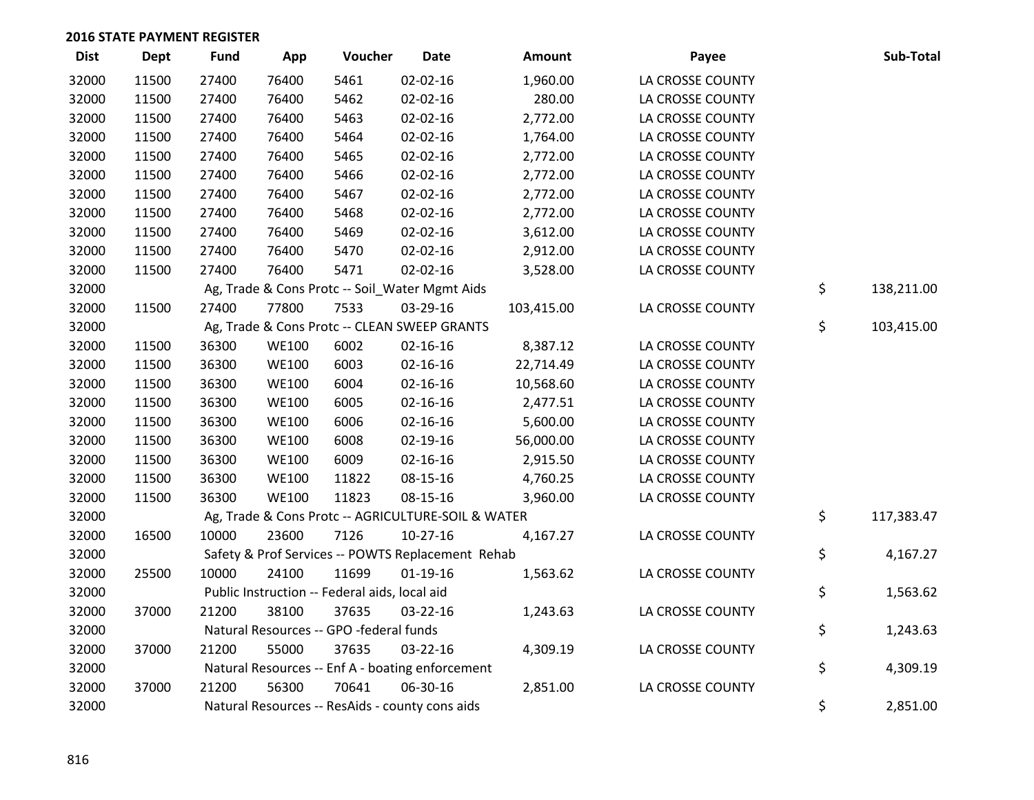## 2016 STATE PAYMENT REGISTER

| Dist | Dept | Fund | App | Voucher | Date | Amount | Payee | Sub-Total |
|---|---|---|---|---|---|---|---|---|
| 32000 | 11500 | 27400 | 76400 | 5461 | 02-02-16 | 1,960.00 | LA CROSSE COUNTY | |
| 32000 | 11500 | 27400 | 76400 | 5462 | 02-02-16 | 280.00 | LA CROSSE COUNTY | |
| 32000 | 11500 | 27400 | 76400 | 5463 | 02-02-16 | 2,772.00 | LA CROSSE COUNTY | |
| 32000 | 11500 | 27400 | 76400 | 5464 | 02-02-16 | 1,764.00 | LA CROSSE COUNTY | |
| 32000 | 11500 | 27400 | 76400 | 5465 | 02-02-16 | 2,772.00 | LA CROSSE COUNTY | |
| 32000 | 11500 | 27400 | 76400 | 5466 | 02-02-16 | 2,772.00 | LA CROSSE COUNTY | |
| 32000 | 11500 | 27400 | 76400 | 5467 | 02-02-16 | 2,772.00 | LA CROSSE COUNTY | |
| 32000 | 11500 | 27400 | 76400 | 5468 | 02-02-16 | 2,772.00 | LA CROSSE COUNTY | |
| 32000 | 11500 | 27400 | 76400 | 5469 | 02-02-16 | 3,612.00 | LA CROSSE COUNTY | |
| 32000 | 11500 | 27400 | 76400 | 5470 | 02-02-16 | 2,912.00 | LA CROSSE COUNTY | |
| 32000 | 11500 | 27400 | 76400 | 5471 | 02-02-16 | 3,528.00 | LA CROSSE COUNTY | |
| 32000 | | Ag, Trade & Cons Protc -- Soil_Water Mgmt Aids | | | | | | $ 138,211.00 |
| 32000 | 11500 | 27400 | 77800 | 7533 | 03-29-16 | 103,415.00 | LA CROSSE COUNTY | |
| 32000 | | Ag, Trade & Cons Protc -- CLEAN SWEEP GRANTS | | | | | | $ 103,415.00 |
| 32000 | 11500 | 36300 | WE100 | 6002 | 02-16-16 | 8,387.12 | LA CROSSE COUNTY | |
| 32000 | 11500 | 36300 | WE100 | 6003 | 02-16-16 | 22,714.49 | LA CROSSE COUNTY | |
| 32000 | 11500 | 36300 | WE100 | 6004 | 02-16-16 | 10,568.60 | LA CROSSE COUNTY | |
| 32000 | 11500 | 36300 | WE100 | 6005 | 02-16-16 | 2,477.51 | LA CROSSE COUNTY | |
| 32000 | 11500 | 36300 | WE100 | 6006 | 02-16-16 | 5,600.00 | LA CROSSE COUNTY | |
| 32000 | 11500 | 36300 | WE100 | 6008 | 02-19-16 | 56,000.00 | LA CROSSE COUNTY | |
| 32000 | 11500 | 36300 | WE100 | 6009 | 02-16-16 | 2,915.50 | LA CROSSE COUNTY | |
| 32000 | 11500 | 36300 | WE100 | 11822 | 08-15-16 | 4,760.25 | LA CROSSE COUNTY | |
| 32000 | 11500 | 36300 | WE100 | 11823 | 08-15-16 | 3,960.00 | LA CROSSE COUNTY | |
| 32000 | | Ag, Trade & Cons Protc -- AGRICULTURE-SOIL & WATER | | | | | | $ 117,383.47 |
| 32000 | 16500 | 10000 | 23600 | 7126 | 10-27-16 | 4,167.27 | LA CROSSE COUNTY | |
| 32000 | | Safety & Prof Services -- POWTS Replacement Rehab | | | | | | $ 4,167.27 |
| 32000 | 25500 | 10000 | 24100 | 11699 | 01-19-16 | 1,563.62 | LA CROSSE COUNTY | |
| 32000 | | Public Instruction -- Federal aids, local aid | | | | | | $ 1,563.62 |
| 32000 | 37000 | 21200 | 38100 | 37635 | 03-22-16 | 1,243.63 | LA CROSSE COUNTY | |
| 32000 | | Natural Resources -- GPO -federal funds | | | | | | $ 1,243.63 |
| 32000 | 37000 | 21200 | 55000 | 37635 | 03-22-16 | 4,309.19 | LA CROSSE COUNTY | |
| 32000 | | Natural Resources -- Enf A - boating enforcement | | | | | | $ 4,309.19 |
| 32000 | 37000 | 21200 | 56300 | 70641 | 06-30-16 | 2,851.00 | LA CROSSE COUNTY | |
| 32000 | | Natural Resources -- ResAids - county cons aids | | | | | | $ 2,851.00 |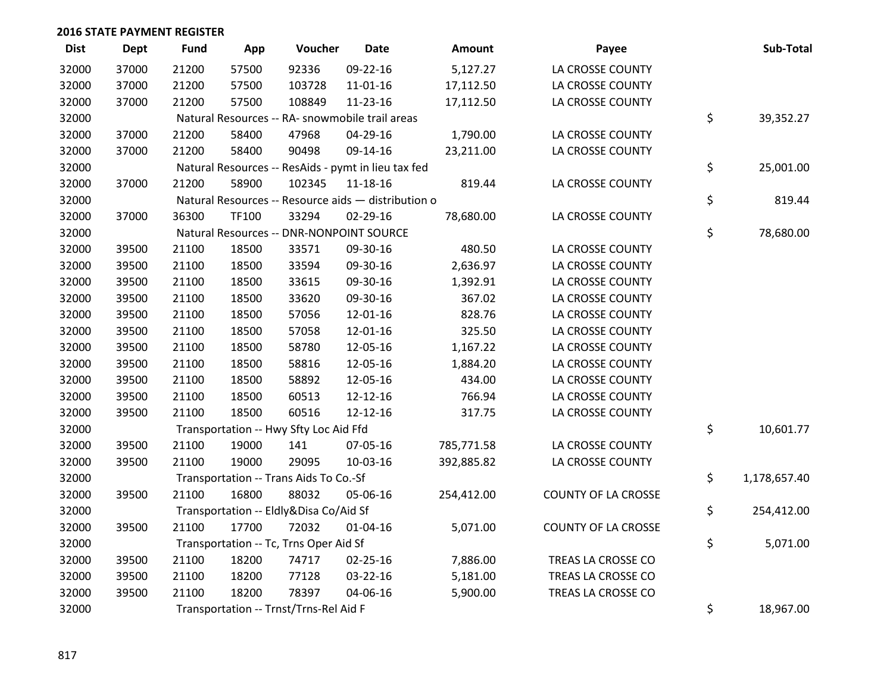## 2016 STATE PAYMENT REGISTER

| Dist | Dept | Fund | App | Voucher | Date | Amount | Payee | | Sub-Total |
|---|---|---|---|---|---|---|---|---|---|
| 32000 | 37000 | 21200 | 57500 | 92336 | 09-22-16 | 5,127.27 | LA CROSSE COUNTY | | |
| 32000 | 37000 | 21200 | 57500 | 103728 | 11-01-16 | 17,112.50 | LA CROSSE COUNTY | | |
| 32000 | 37000 | 21200 | 57500 | 108849 | 11-23-16 | 17,112.50 | LA CROSSE COUNTY | | |
| 32000 | | Natural Resources -- RA- snowmobile trail areas | | | | | | $ | 39,352.27 |
| 32000 | 37000 | 21200 | 58400 | 47968 | 04-29-16 | 1,790.00 | LA CROSSE COUNTY | | |
| 32000 | 37000 | 21200 | 58400 | 90498 | 09-14-16 | 23,211.00 | LA CROSSE COUNTY | | |
| 32000 | | Natural Resources -- ResAids - pymt in lieu tax fed | | | | | | $ | 25,001.00 |
| 32000 | 37000 | 21200 | 58900 | 102345 | 11-18-16 | 819.44 | LA CROSSE COUNTY | | |
| 32000 | | Natural Resources -- Resource aids — distribution o | | | | | | $ | 819.44 |
| 32000 | 37000 | 36300 | TF100 | 33294 | 02-29-16 | 78,680.00 | LA CROSSE COUNTY | | |
| 32000 | | Natural Resources -- DNR-NONPOINT SOURCE | | | | | | $ | 78,680.00 |
| 32000 | 39500 | 21100 | 18500 | 33571 | 09-30-16 | 480.50 | LA CROSSE COUNTY | | |
| 32000 | 39500 | 21100 | 18500 | 33594 | 09-30-16 | 2,636.97 | LA CROSSE COUNTY | | |
| 32000 | 39500 | 21100 | 18500 | 33615 | 09-30-16 | 1,392.91 | LA CROSSE COUNTY | | |
| 32000 | 39500 | 21100 | 18500 | 33620 | 09-30-16 | 367.02 | LA CROSSE COUNTY | | |
| 32000 | 39500 | 21100 | 18500 | 57056 | 12-01-16 | 828.76 | LA CROSSE COUNTY | | |
| 32000 | 39500 | 21100 | 18500 | 57058 | 12-01-16 | 325.50 | LA CROSSE COUNTY | | |
| 32000 | 39500 | 21100 | 18500 | 58780 | 12-05-16 | 1,167.22 | LA CROSSE COUNTY | | |
| 32000 | 39500 | 21100 | 18500 | 58816 | 12-05-16 | 1,884.20 | LA CROSSE COUNTY | | |
| 32000 | 39500 | 21100 | 18500 | 58892 | 12-05-16 | 434.00 | LA CROSSE COUNTY | | |
| 32000 | 39500 | 21100 | 18500 | 60513 | 12-12-16 | 766.94 | LA CROSSE COUNTY | | |
| 32000 | 39500 | 21100 | 18500 | 60516 | 12-12-16 | 317.75 | LA CROSSE COUNTY | | |
| 32000 | | Transportation -- Hwy Sfty Loc Aid Ffd | | | | | | $ | 10,601.77 |
| 32000 | 39500 | 21100 | 19000 | 141 | 07-05-16 | 785,771.58 | LA CROSSE COUNTY | | |
| 32000 | 39500 | 21100 | 19000 | 29095 | 10-03-16 | 392,885.82 | LA CROSSE COUNTY | | |
| 32000 | | Transportation -- Trans Aids To Co.-Sf | | | | | | $ | 1,178,657.40 |
| 32000 | 39500 | 21100 | 16800 | 88032 | 05-06-16 | 254,412.00 | COUNTY OF LA CROSSE | | |
| 32000 | | Transportation -- Eldly&Disa Co/Aid Sf | | | | | | $ | 254,412.00 |
| 32000 | 39500 | 21100 | 17700 | 72032 | 01-04-16 | 5,071.00 | COUNTY OF LA CROSSE | | |
| 32000 | | Transportation -- Tc, Trns Oper Aid Sf | | | | | | $ | 5,071.00 |
| 32000 | 39500 | 21100 | 18200 | 74717 | 02-25-16 | 7,886.00 | TREAS LA CROSSE CO | | |
| 32000 | 39500 | 21100 | 18200 | 77128 | 03-22-16 | 5,181.00 | TREAS LA CROSSE CO | | |
| 32000 | 39500 | 21100 | 18200 | 78397 | 04-06-16 | 5,900.00 | TREAS LA CROSSE CO | | |
| 32000 | | Transportation -- Trnst/Trns-Rel Aid F | | | | | | $ | 18,967.00 |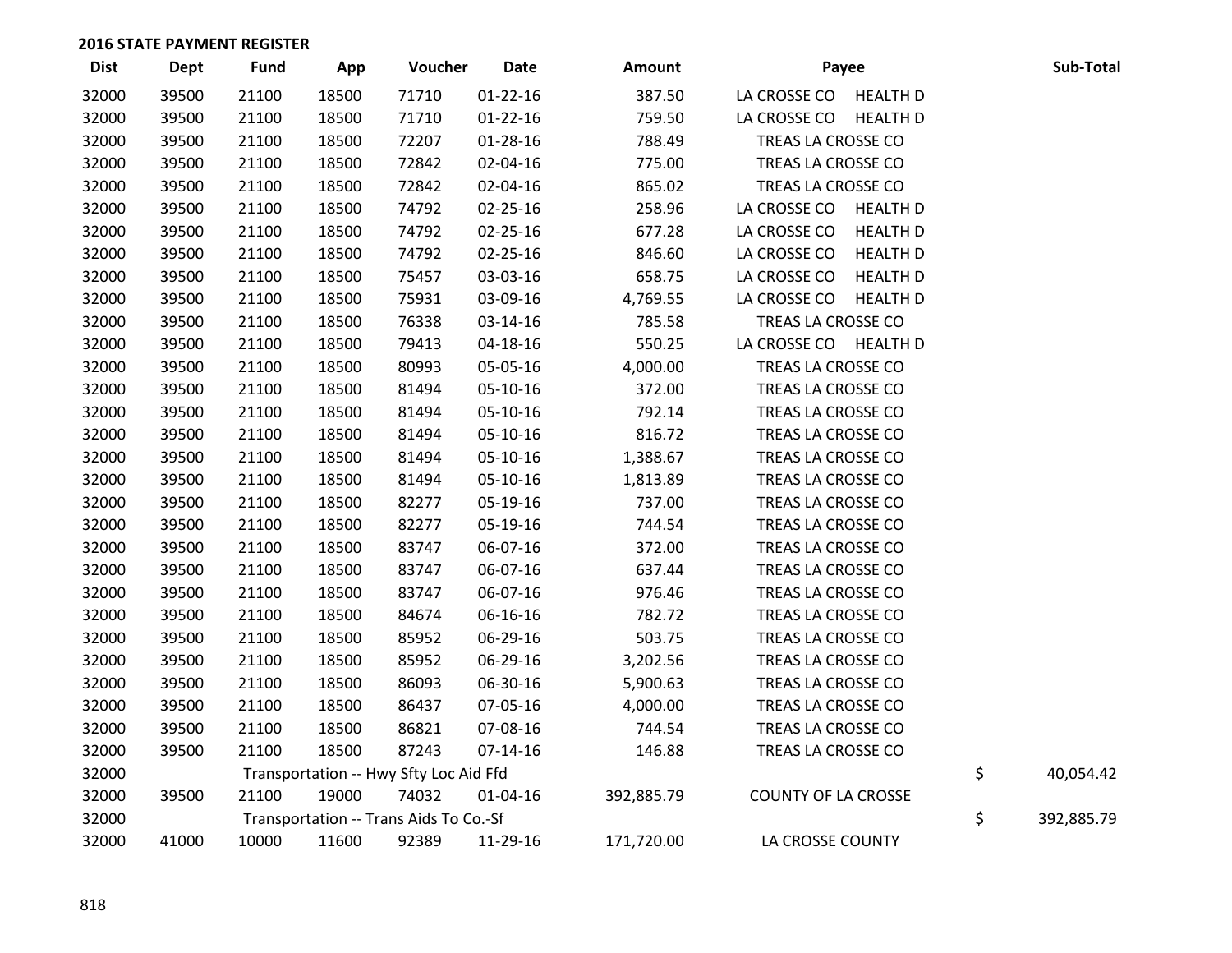## 2016 STATE PAYMENT REGISTER

| Dist | Dept | Fund | App | Voucher | Date | Amount | Payee | Sub-Total |
|---|---|---|---|---|---|---|---|---|
| 32000 | 39500 | 21100 | 18500 | 71710 | 01-22-16 | 387.50 | LA CROSSE CO HEALTH D | |
| 32000 | 39500 | 21100 | 18500 | 71710 | 01-22-16 | 759.50 | LA CROSSE CO HEALTH D | |
| 32000 | 39500 | 21100 | 18500 | 72207 | 01-28-16 | 788.49 | TREAS LA CROSSE CO | |
| 32000 | 39500 | 21100 | 18500 | 72842 | 02-04-16 | 775.00 | TREAS LA CROSSE CO | |
| 32000 | 39500 | 21100 | 18500 | 72842 | 02-04-16 | 865.02 | TREAS LA CROSSE CO | |
| 32000 | 39500 | 21100 | 18500 | 74792 | 02-25-16 | 258.96 | LA CROSSE CO HEALTH D | |
| 32000 | 39500 | 21100 | 18500 | 74792 | 02-25-16 | 677.28 | LA CROSSE CO HEALTH D | |
| 32000 | 39500 | 21100 | 18500 | 74792 | 02-25-16 | 846.60 | LA CROSSE CO HEALTH D | |
| 32000 | 39500 | 21100 | 18500 | 75457 | 03-03-16 | 658.75 | LA CROSSE CO HEALTH D | |
| 32000 | 39500 | 21100 | 18500 | 75931 | 03-09-16 | 4,769.55 | LA CROSSE CO HEALTH D | |
| 32000 | 39500 | 21100 | 18500 | 76338 | 03-14-16 | 785.58 | TREAS LA CROSSE CO | |
| 32000 | 39500 | 21100 | 18500 | 79413 | 04-18-16 | 550.25 | LA CROSSE CO HEALTH D | |
| 32000 | 39500 | 21100 | 18500 | 80993 | 05-05-16 | 4,000.00 | TREAS LA CROSSE CO | |
| 32000 | 39500 | 21100 | 18500 | 81494 | 05-10-16 | 372.00 | TREAS LA CROSSE CO | |
| 32000 | 39500 | 21100 | 18500 | 81494 | 05-10-16 | 792.14 | TREAS LA CROSSE CO | |
| 32000 | 39500 | 21100 | 18500 | 81494 | 05-10-16 | 816.72 | TREAS LA CROSSE CO | |
| 32000 | 39500 | 21100 | 18500 | 81494 | 05-10-16 | 1,388.67 | TREAS LA CROSSE CO | |
| 32000 | 39500 | 21100 | 18500 | 81494 | 05-10-16 | 1,813.89 | TREAS LA CROSSE CO | |
| 32000 | 39500 | 21100 | 18500 | 82277 | 05-19-16 | 737.00 | TREAS LA CROSSE CO | |
| 32000 | 39500 | 21100 | 18500 | 82277 | 05-19-16 | 744.54 | TREAS LA CROSSE CO | |
| 32000 | 39500 | 21100 | 18500 | 83747 | 06-07-16 | 372.00 | TREAS LA CROSSE CO | |
| 32000 | 39500 | 21100 | 18500 | 83747 | 06-07-16 | 637.44 | TREAS LA CROSSE CO | |
| 32000 | 39500 | 21100 | 18500 | 83747 | 06-07-16 | 976.46 | TREAS LA CROSSE CO | |
| 32000 | 39500 | 21100 | 18500 | 84674 | 06-16-16 | 782.72 | TREAS LA CROSSE CO | |
| 32000 | 39500 | 21100 | 18500 | 85952 | 06-29-16 | 503.75 | TREAS LA CROSSE CO | |
| 32000 | 39500 | 21100 | 18500 | 85952 | 06-29-16 | 3,202.56 | TREAS LA CROSSE CO | |
| 32000 | 39500 | 21100 | 18500 | 86093 | 06-30-16 | 5,900.63 | TREAS LA CROSSE CO | |
| 32000 | 39500 | 21100 | 18500 | 86437 | 07-05-16 | 4,000.00 | TREAS LA CROSSE CO | |
| 32000 | 39500 | 21100 | 18500 | 86821 | 07-08-16 | 744.54 | TREAS LA CROSSE CO | |
| 32000 | 39500 | 21100 | 18500 | 87243 | 07-14-16 | 146.88 | TREAS LA CROSSE CO | |
| 32000 | | Transportation -- Hwy Sfty Loc Aid Ffd | | | | | | $ 40,054.42 |
| 32000 | 39500 | 21100 | 19000 | 74032 | 01-04-16 | 392,885.79 | COUNTY OF LA CROSSE | |
| 32000 | | Transportation -- Trans Aids To Co.-Sf | | | | | | $ 392,885.79 |
| 32000 | 41000 | 10000 | 11600 | 92389 | 11-29-16 | 171,720.00 | LA CROSSE COUNTY | |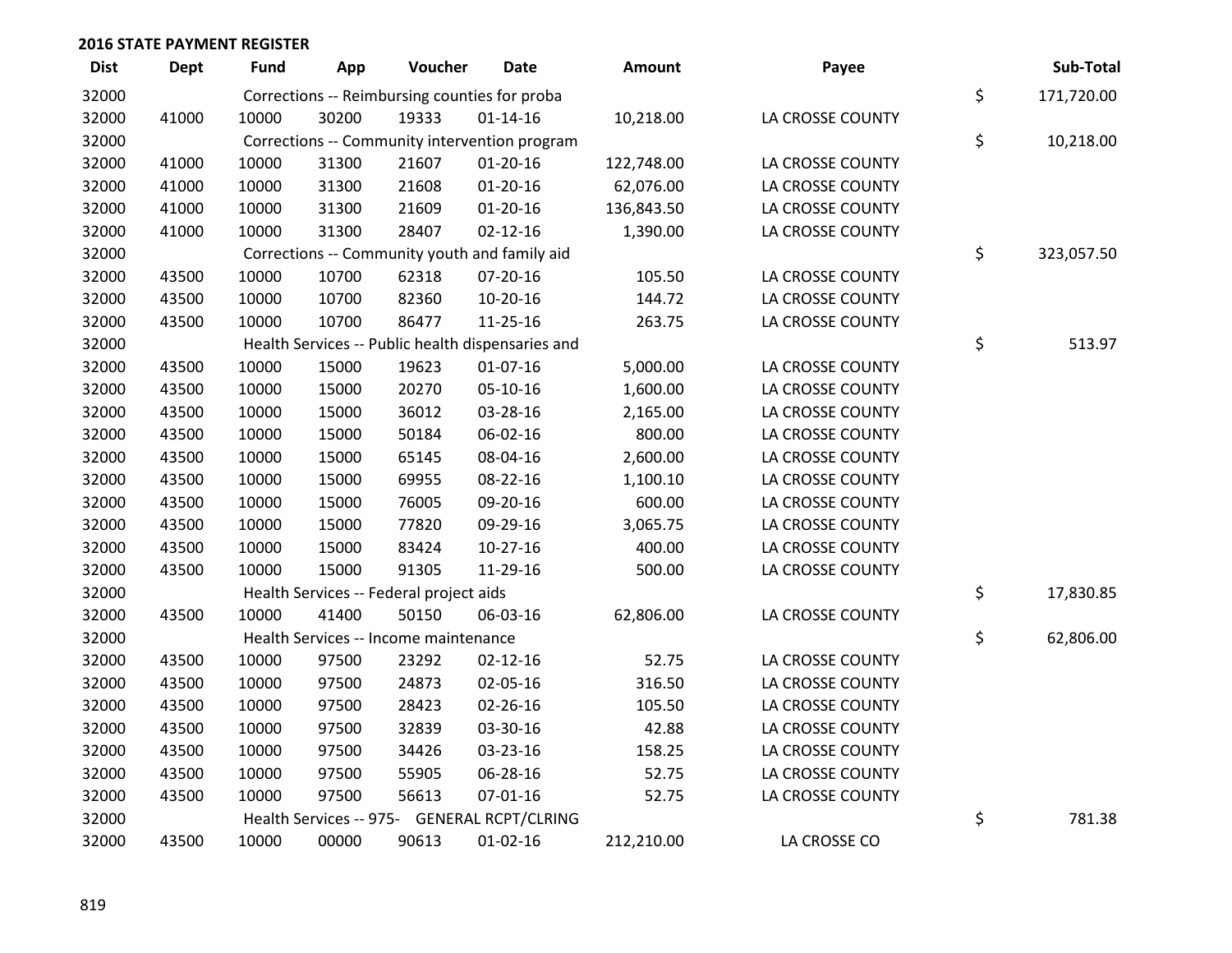## 2016 STATE PAYMENT REGISTER

| Dist | Dept | Fund | App | Voucher | Date | Amount | Payee | | Sub-Total |
|---|---|---|---|---|---|---|---|---|---|
| 32000 | | Corrections -- Reimbursing counties for proba | | | | | | $ | 171,720.00 |
| 32000 | 41000 | 10000 | 30200 | 19333 | 01-14-16 | 10,218.00 | LA CROSSE COUNTY | | |
| 32000 | | Corrections -- Community intervention program | | | | | | $ | 10,218.00 |
| 32000 | 41000 | 10000 | 31300 | 21607 | 01-20-16 | 122,748.00 | LA CROSSE COUNTY | | |
| 32000 | 41000 | 10000 | 31300 | 21608 | 01-20-16 | 62,076.00 | LA CROSSE COUNTY | | |
| 32000 | 41000 | 10000 | 31300 | 21609 | 01-20-16 | 136,843.50 | LA CROSSE COUNTY | | |
| 32000 | 41000 | 10000 | 31300 | 28407 | 02-12-16 | 1,390.00 | LA CROSSE COUNTY | | |
| 32000 | | Corrections -- Community youth and family aid | | | | | | $ | 323,057.50 |
| 32000 | 43500 | 10000 | 10700 | 62318 | 07-20-16 | 105.50 | LA CROSSE COUNTY | | |
| 32000 | 43500 | 10000 | 10700 | 82360 | 10-20-16 | 144.72 | LA CROSSE COUNTY | | |
| 32000 | 43500 | 10000 | 10700 | 86477 | 11-25-16 | 263.75 | LA CROSSE COUNTY | | |
| 32000 | | Health Services -- Public health dispensaries and | | | | | | $ | 513.97 |
| 32000 | 43500 | 10000 | 15000 | 19623 | 01-07-16 | 5,000.00 | LA CROSSE COUNTY | | |
| 32000 | 43500 | 10000 | 15000 | 20270 | 05-10-16 | 1,600.00 | LA CROSSE COUNTY | | |
| 32000 | 43500 | 10000 | 15000 | 36012 | 03-28-16 | 2,165.00 | LA CROSSE COUNTY | | |
| 32000 | 43500 | 10000 | 15000 | 50184 | 06-02-16 | 800.00 | LA CROSSE COUNTY | | |
| 32000 | 43500 | 10000 | 15000 | 65145 | 08-04-16 | 2,600.00 | LA CROSSE COUNTY | | |
| 32000 | 43500 | 10000 | 15000 | 69955 | 08-22-16 | 1,100.10 | LA CROSSE COUNTY | | |
| 32000 | 43500 | 10000 | 15000 | 76005 | 09-20-16 | 600.00 | LA CROSSE COUNTY | | |
| 32000 | 43500 | 10000 | 15000 | 77820 | 09-29-16 | 3,065.75 | LA CROSSE COUNTY | | |
| 32000 | 43500 | 10000 | 15000 | 83424 | 10-27-16 | 400.00 | LA CROSSE COUNTY | | |
| 32000 | 43500 | 10000 | 15000 | 91305 | 11-29-16 | 500.00 | LA CROSSE COUNTY | | |
| 32000 | | Health Services -- Federal project aids | | | | | | $ | 17,830.85 |
| 32000 | 43500 | 10000 | 41400 | 50150 | 06-03-16 | 62,806.00 | LA CROSSE COUNTY | | |
| 32000 | | Health Services -- Income maintenance | | | | | | $ | 62,806.00 |
| 32000 | 43500 | 10000 | 97500 | 23292 | 02-12-16 | 52.75 | LA CROSSE COUNTY | | |
| 32000 | 43500 | 10000 | 97500 | 24873 | 02-05-16 | 316.50 | LA CROSSE COUNTY | | |
| 32000 | 43500 | 10000 | 97500 | 28423 | 02-26-16 | 105.50 | LA CROSSE COUNTY | | |
| 32000 | 43500 | 10000 | 97500 | 32839 | 03-30-16 | 42.88 | LA CROSSE COUNTY | | |
| 32000 | 43500 | 10000 | 97500 | 34426 | 03-23-16 | 158.25 | LA CROSSE COUNTY | | |
| 32000 | 43500 | 10000 | 97500 | 55905 | 06-28-16 | 52.75 | LA CROSSE COUNTY | | |
| 32000 | 43500 | 10000 | 97500 | 56613 | 07-01-16 | 52.75 | LA CROSSE COUNTY | | |
| 32000 | | Health Services -- 975- GENERAL RCPT/CLRING | | | | | | $ | 781.38 |
| 32000 | 43500 | 10000 | 00000 | 90613 | 01-02-16 | 212,210.00 | LA CROSSE CO | | |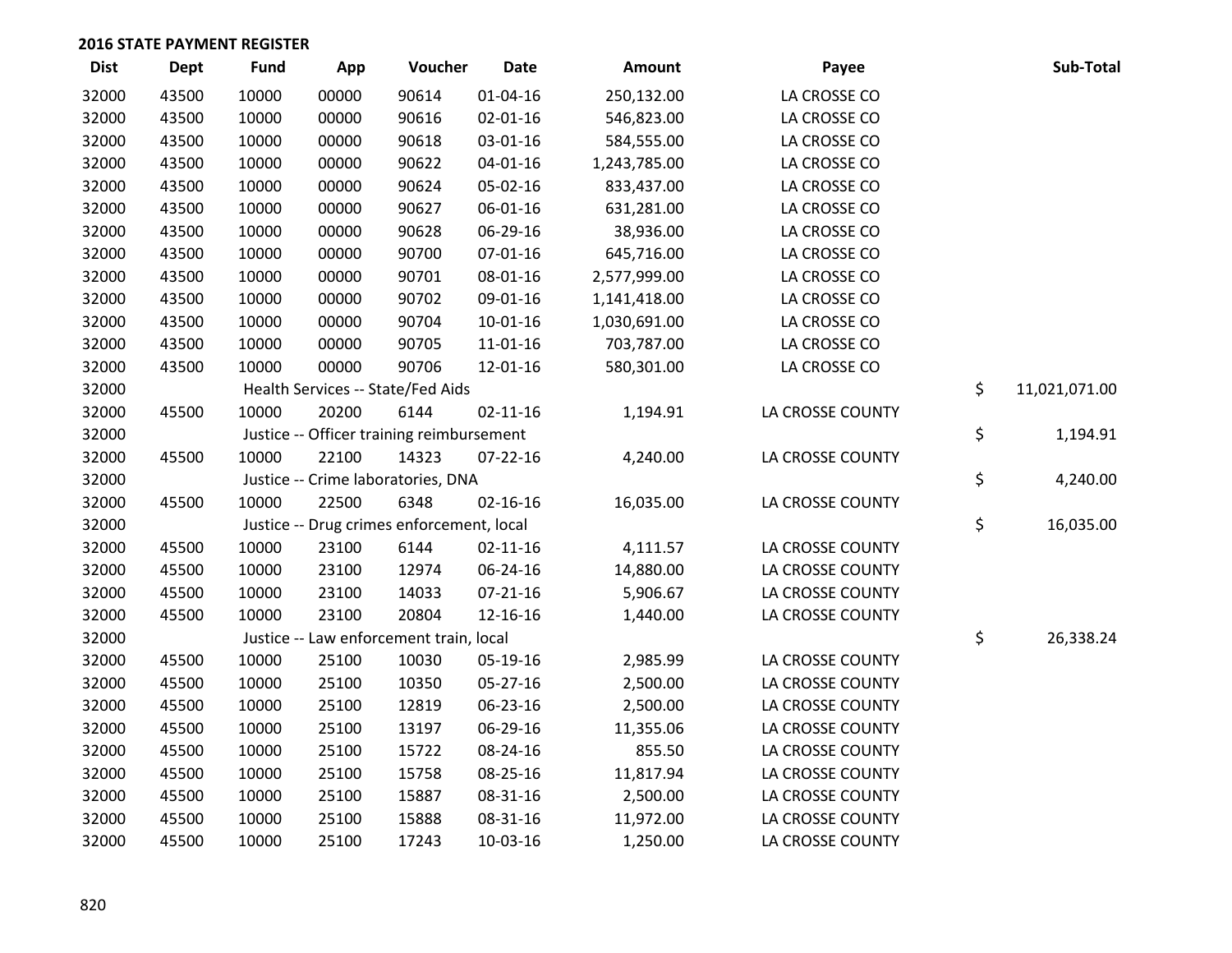**2016 STATE PAYMENT REGISTER**

| Dist | Dept | Fund | App | Voucher | Date | Amount | Payee | Sub-Total |
|---|---|---|---|---|---|---|---|---|
| 32000 | 43500 | 10000 | 00000 | 90614 | 01-04-16 | 250,132.00 | LA CROSSE CO | |
| 32000 | 43500 | 10000 | 00000 | 90616 | 02-01-16 | 546,823.00 | LA CROSSE CO | |
| 32000 | 43500 | 10000 | 00000 | 90618 | 03-01-16 | 584,555.00 | LA CROSSE CO | |
| 32000 | 43500 | 10000 | 00000 | 90622 | 04-01-16 | 1,243,785.00 | LA CROSSE CO | |
| 32000 | 43500 | 10000 | 00000 | 90624 | 05-02-16 | 833,437.00 | LA CROSSE CO | |
| 32000 | 43500 | 10000 | 00000 | 90627 | 06-01-16 | 631,281.00 | LA CROSSE CO | |
| 32000 | 43500 | 10000 | 00000 | 90628 | 06-29-16 | 38,936.00 | LA CROSSE CO | |
| 32000 | 43500 | 10000 | 00000 | 90700 | 07-01-16 | 645,716.00 | LA CROSSE CO | |
| 32000 | 43500 | 10000 | 00000 | 90701 | 08-01-16 | 2,577,999.00 | LA CROSSE CO | |
| 32000 | 43500 | 10000 | 00000 | 90702 | 09-01-16 | 1,141,418.00 | LA CROSSE CO | |
| 32000 | 43500 | 10000 | 00000 | 90704 | 10-01-16 | 1,030,691.00 | LA CROSSE CO | |
| 32000 | 43500 | 10000 | 00000 | 90705 | 11-01-16 | 703,787.00 | LA CROSSE CO | |
| 32000 | 43500 | 10000 | 00000 | 90706 | 12-01-16 | 580,301.00 | LA CROSSE CO | |
| 32000 | | Health Services -- State/Fed Aids | | | | | | $ 11,021,071.00 |
| 32000 | 45500 | 10000 | 20200 | 6144 | 02-11-16 | 1,194.91 | LA CROSSE COUNTY | |
| 32000 | | Justice -- Officer training reimbursement | | | | | | $ 1,194.91 |
| 32000 | 45500 | 10000 | 22100 | 14323 | 07-22-16 | 4,240.00 | LA CROSSE COUNTY | |
| 32000 | | Justice -- Crime laboratories, DNA | | | | | | $ 4,240.00 |
| 32000 | 45500 | 10000 | 22500 | 6348 | 02-16-16 | 16,035.00 | LA CROSSE COUNTY | |
| 32000 | | Justice -- Drug crimes enforcement, local | | | | | | $ 16,035.00 |
| 32000 | 45500 | 10000 | 23100 | 6144 | 02-11-16 | 4,111.57 | LA CROSSE COUNTY | |
| 32000 | 45500 | 10000 | 23100 | 12974 | 06-24-16 | 14,880.00 | LA CROSSE COUNTY | |
| 32000 | 45500 | 10000 | 23100 | 14033 | 07-21-16 | 5,906.67 | LA CROSSE COUNTY | |
| 32000 | 45500 | 10000 | 23100 | 20804 | 12-16-16 | 1,440.00 | LA CROSSE COUNTY | |
| 32000 | | Justice -- Law enforcement train, local | | | | | | $ 26,338.24 |
| 32000 | 45500 | 10000 | 25100 | 10030 | 05-19-16 | 2,985.99 | LA CROSSE COUNTY | |
| 32000 | 45500 | 10000 | 25100 | 10350 | 05-27-16 | 2,500.00 | LA CROSSE COUNTY | |
| 32000 | 45500 | 10000 | 25100 | 12819 | 06-23-16 | 2,500.00 | LA CROSSE COUNTY | |
| 32000 | 45500 | 10000 | 25100 | 13197 | 06-29-16 | 11,355.06 | LA CROSSE COUNTY | |
| 32000 | 45500 | 10000 | 25100 | 15722 | 08-24-16 | 855.50 | LA CROSSE COUNTY | |
| 32000 | 45500 | 10000 | 25100 | 15758 | 08-25-16 | 11,817.94 | LA CROSSE COUNTY | |
| 32000 | 45500 | 10000 | 25100 | 15887 | 08-31-16 | 2,500.00 | LA CROSSE COUNTY | |
| 32000 | 45500 | 10000 | 25100 | 15888 | 08-31-16 | 11,972.00 | LA CROSSE COUNTY | |
| 32000 | 45500 | 10000 | 25100 | 17243 | 10-03-16 | 1,250.00 | LA CROSSE COUNTY | |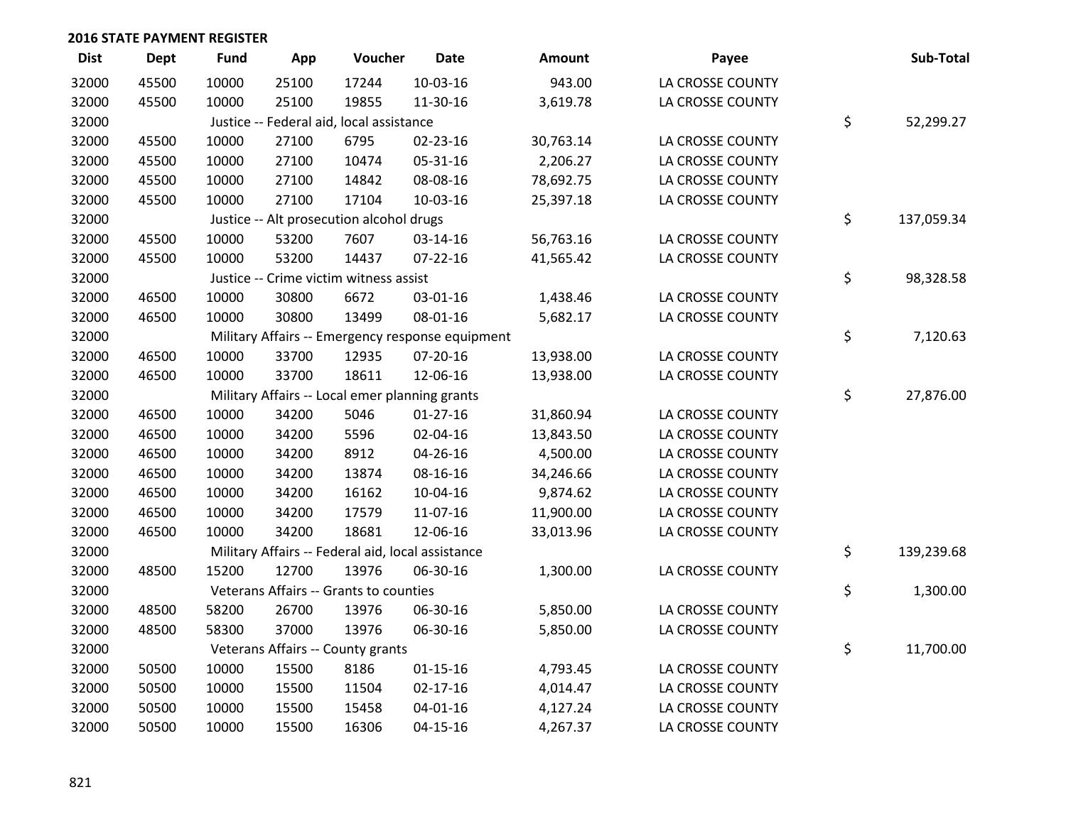**2016 STATE PAYMENT REGISTER**

| Dist | Dept | Fund | App | Voucher | Date | Amount | Payee | Sub-Total |
|---|---|---|---|---|---|---|---|---|
| 32000 | 45500 | 10000 | 25100 | 17244 | 10-03-16 | 943.00 | LA CROSSE COUNTY | |
| 32000 | 45500 | 10000 | 25100 | 19855 | 11-30-16 | 3,619.78 | LA CROSSE COUNTY | |
| 32000 | | Justice -- Federal aid, local assistance | | | | | | $ 52,299.27 |
| 32000 | 45500 | 10000 | 27100 | 6795 | 02-23-16 | 30,763.14 | LA CROSSE COUNTY | |
| 32000 | 45500 | 10000 | 27100 | 10474 | 05-31-16 | 2,206.27 | LA CROSSE COUNTY | |
| 32000 | 45500 | 10000 | 27100 | 14842 | 08-08-16 | 78,692.75 | LA CROSSE COUNTY | |
| 32000 | 45500 | 10000 | 27100 | 17104 | 10-03-16 | 25,397.18 | LA CROSSE COUNTY | |
| 32000 | | Justice -- Alt prosecution alcohol drugs | | | | | | $ 137,059.34 |
| 32000 | 45500 | 10000 | 53200 | 7607 | 03-14-16 | 56,763.16 | LA CROSSE COUNTY | |
| 32000 | 45500 | 10000 | 53200 | 14437 | 07-22-16 | 41,565.42 | LA CROSSE COUNTY | |
| 32000 | | Justice -- Crime victim witness assist | | | | | | $ 98,328.58 |
| 32000 | 46500 | 10000 | 30800 | 6672 | 03-01-16 | 1,438.46 | LA CROSSE COUNTY | |
| 32000 | 46500 | 10000 | 30800 | 13499 | 08-01-16 | 5,682.17 | LA CROSSE COUNTY | |
| 32000 | | Military Affairs -- Emergency response equipment | | | | | | $ 7,120.63 |
| 32000 | 46500 | 10000 | 33700 | 12935 | 07-20-16 | 13,938.00 | LA CROSSE COUNTY | |
| 32000 | 46500 | 10000 | 33700 | 18611 | 12-06-16 | 13,938.00 | LA CROSSE COUNTY | |
| 32000 | | Military Affairs -- Local emer planning grants | | | | | | $ 27,876.00 |
| 32000 | 46500 | 10000 | 34200 | 5046 | 01-27-16 | 31,860.94 | LA CROSSE COUNTY | |
| 32000 | 46500 | 10000 | 34200 | 5596 | 02-04-16 | 13,843.50 | LA CROSSE COUNTY | |
| 32000 | 46500 | 10000 | 34200 | 8912 | 04-26-16 | 4,500.00 | LA CROSSE COUNTY | |
| 32000 | 46500 | 10000 | 34200 | 13874 | 08-16-16 | 34,246.66 | LA CROSSE COUNTY | |
| 32000 | 46500 | 10000 | 34200 | 16162 | 10-04-16 | 9,874.62 | LA CROSSE COUNTY | |
| 32000 | 46500 | 10000 | 34200 | 17579 | 11-07-16 | 11,900.00 | LA CROSSE COUNTY | |
| 32000 | 46500 | 10000 | 34200 | 18681 | 12-06-16 | 33,013.96 | LA CROSSE COUNTY | |
| 32000 | | Military Affairs -- Federal aid, local assistance | | | | | | $ 139,239.68 |
| 32000 | 48500 | 15200 | 12700 | 13976 | 06-30-16 | 1,300.00 | LA CROSSE COUNTY | |
| 32000 | | Veterans Affairs -- Grants to counties | | | | | | $ 1,300.00 |
| 32000 | 48500 | 58200 | 26700 | 13976 | 06-30-16 | 5,850.00 | LA CROSSE COUNTY | |
| 32000 | 48500 | 58300 | 37000 | 13976 | 06-30-16 | 5,850.00 | LA CROSSE COUNTY | |
| 32000 | | Veterans Affairs -- County grants | | | | | | $ 11,700.00 |
| 32000 | 50500 | 10000 | 15500 | 8186 | 01-15-16 | 4,793.45 | LA CROSSE COUNTY | |
| 32000 | 50500 | 10000 | 15500 | 11504 | 02-17-16 | 4,014.47 | LA CROSSE COUNTY | |
| 32000 | 50500 | 10000 | 15500 | 15458 | 04-01-16 | 4,127.24 | LA CROSSE COUNTY | |
| 32000 | 50500 | 10000 | 15500 | 16306 | 04-15-16 | 4,267.37 | LA CROSSE COUNTY | |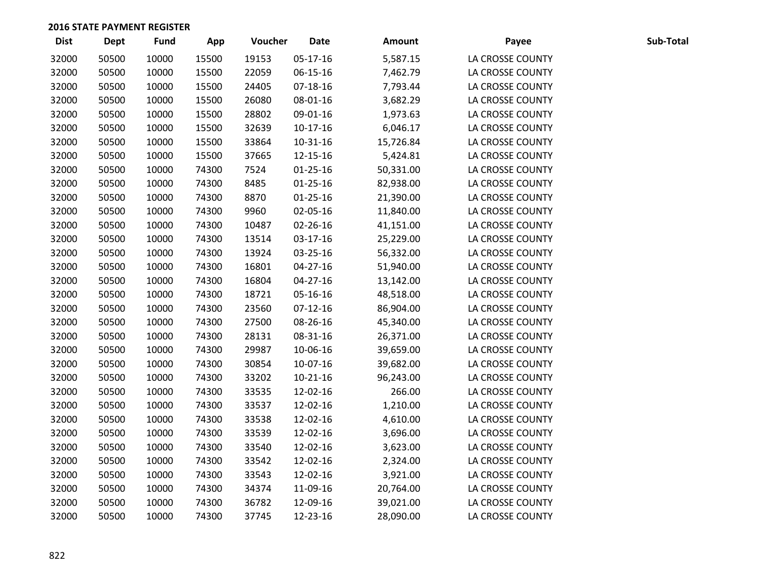**2016 STATE PAYMENT REGISTER**

| Dist | Dept | Fund | App | Voucher | Date | Amount | Payee | Sub-Total |
|---|---|---|---|---|---|---|---|---|
| 32000 | 50500 | 10000 | 15500 | 19153 | 05-17-16 | 5,587.15 | LA CROSSE COUNTY | |
| 32000 | 50500 | 10000 | 15500 | 22059 | 06-15-16 | 7,462.79 | LA CROSSE COUNTY | |
| 32000 | 50500 | 10000 | 15500 | 24405 | 07-18-16 | 7,793.44 | LA CROSSE COUNTY | |
| 32000 | 50500 | 10000 | 15500 | 26080 | 08-01-16 | 3,682.29 | LA CROSSE COUNTY | |
| 32000 | 50500 | 10000 | 15500 | 28802 | 09-01-16 | 1,973.63 | LA CROSSE COUNTY | |
| 32000 | 50500 | 10000 | 15500 | 32639 | 10-17-16 | 6,046.17 | LA CROSSE COUNTY | |
| 32000 | 50500 | 10000 | 15500 | 33864 | 10-31-16 | 15,726.84 | LA CROSSE COUNTY | |
| 32000 | 50500 | 10000 | 15500 | 37665 | 12-15-16 | 5,424.81 | LA CROSSE COUNTY | |
| 32000 | 50500 | 10000 | 74300 | 7524 | 01-25-16 | 50,331.00 | LA CROSSE COUNTY | |
| 32000 | 50500 | 10000 | 74300 | 8485 | 01-25-16 | 82,938.00 | LA CROSSE COUNTY | |
| 32000 | 50500 | 10000 | 74300 | 8870 | 01-25-16 | 21,390.00 | LA CROSSE COUNTY | |
| 32000 | 50500 | 10000 | 74300 | 9960 | 02-05-16 | 11,840.00 | LA CROSSE COUNTY | |
| 32000 | 50500 | 10000 | 74300 | 10487 | 02-26-16 | 41,151.00 | LA CROSSE COUNTY | |
| 32000 | 50500 | 10000 | 74300 | 13514 | 03-17-16 | 25,229.00 | LA CROSSE COUNTY | |
| 32000 | 50500 | 10000 | 74300 | 13924 | 03-25-16 | 56,332.00 | LA CROSSE COUNTY | |
| 32000 | 50500 | 10000 | 74300 | 16801 | 04-27-16 | 51,940.00 | LA CROSSE COUNTY | |
| 32000 | 50500 | 10000 | 74300 | 16804 | 04-27-16 | 13,142.00 | LA CROSSE COUNTY | |
| 32000 | 50500 | 10000 | 74300 | 18721 | 05-16-16 | 48,518.00 | LA CROSSE COUNTY | |
| 32000 | 50500 | 10000 | 74300 | 23560 | 07-12-16 | 86,904.00 | LA CROSSE COUNTY | |
| 32000 | 50500 | 10000 | 74300 | 27500 | 08-26-16 | 45,340.00 | LA CROSSE COUNTY | |
| 32000 | 50500 | 10000 | 74300 | 28131 | 08-31-16 | 26,371.00 | LA CROSSE COUNTY | |
| 32000 | 50500 | 10000 | 74300 | 29987 | 10-06-16 | 39,659.00 | LA CROSSE COUNTY | |
| 32000 | 50500 | 10000 | 74300 | 30854 | 10-07-16 | 39,682.00 | LA CROSSE COUNTY | |
| 32000 | 50500 | 10000 | 74300 | 33202 | 10-21-16 | 96,243.00 | LA CROSSE COUNTY | |
| 32000 | 50500 | 10000 | 74300 | 33535 | 12-02-16 | 266.00 | LA CROSSE COUNTY | |
| 32000 | 50500 | 10000 | 74300 | 33537 | 12-02-16 | 1,210.00 | LA CROSSE COUNTY | |
| 32000 | 50500 | 10000 | 74300 | 33538 | 12-02-16 | 4,610.00 | LA CROSSE COUNTY | |
| 32000 | 50500 | 10000 | 74300 | 33539 | 12-02-16 | 3,696.00 | LA CROSSE COUNTY | |
| 32000 | 50500 | 10000 | 74300 | 33540 | 12-02-16 | 3,623.00 | LA CROSSE COUNTY | |
| 32000 | 50500 | 10000 | 74300 | 33542 | 12-02-16 | 2,324.00 | LA CROSSE COUNTY | |
| 32000 | 50500 | 10000 | 74300 | 33543 | 12-02-16 | 3,921.00 | LA CROSSE COUNTY | |
| 32000 | 50500 | 10000 | 74300 | 34374 | 11-09-16 | 20,764.00 | LA CROSSE COUNTY | |
| 32000 | 50500 | 10000 | 74300 | 36782 | 12-09-16 | 39,021.00 | LA CROSSE COUNTY | |
| 32000 | 50500 | 10000 | 74300 | 37745 | 12-23-16 | 28,090.00 | LA CROSSE COUNTY | |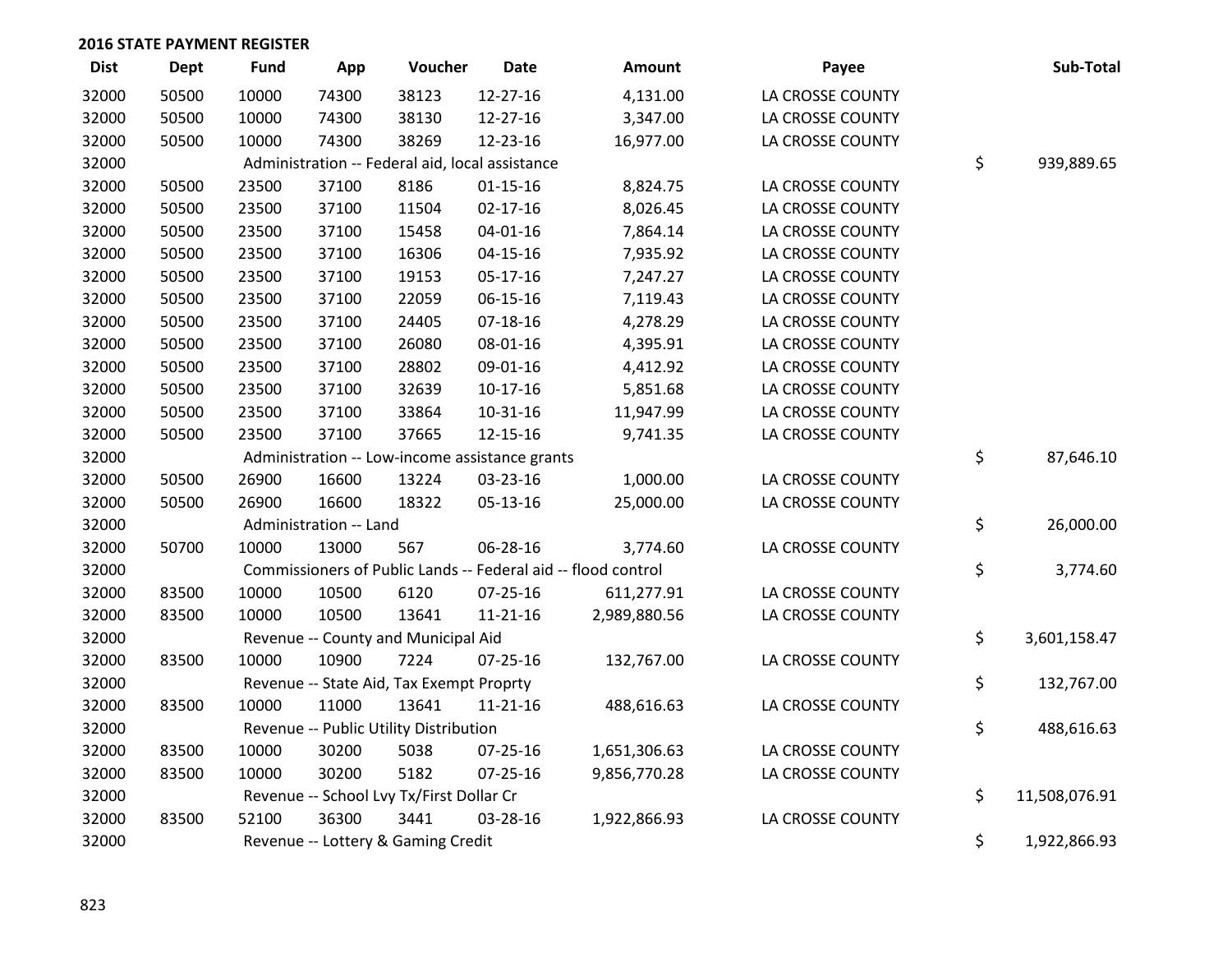## 2016 STATE PAYMENT REGISTER

| Dist | Dept | Fund | App | Voucher | Date | Amount | Payee | Sub-Total |
|---|---|---|---|---|---|---|---|---|
| 32000 | 50500 | 10000 | 74300 | 38123 | 12-27-16 | 4,131.00 | LA CROSSE COUNTY | |
| 32000 | 50500 | 10000 | 74300 | 38130 | 12-27-16 | 3,347.00 | LA CROSSE COUNTY | |
| 32000 | 50500 | 10000 | 74300 | 38269 | 12-23-16 | 16,977.00 | LA CROSSE COUNTY | |
| 32000 | | Administration -- Federal aid, local assistance | | | | | | $ 939,889.65 |
| 32000 | 50500 | 23500 | 37100 | 8186 | 01-15-16 | 8,824.75 | LA CROSSE COUNTY | |
| 32000 | 50500 | 23500 | 37100 | 11504 | 02-17-16 | 8,026.45 | LA CROSSE COUNTY | |
| 32000 | 50500 | 23500 | 37100 | 15458 | 04-01-16 | 7,864.14 | LA CROSSE COUNTY | |
| 32000 | 50500 | 23500 | 37100 | 16306 | 04-15-16 | 7,935.92 | LA CROSSE COUNTY | |
| 32000 | 50500 | 23500 | 37100 | 19153 | 05-17-16 | 7,247.27 | LA CROSSE COUNTY | |
| 32000 | 50500 | 23500 | 37100 | 22059 | 06-15-16 | 7,119.43 | LA CROSSE COUNTY | |
| 32000 | 50500 | 23500 | 37100 | 24405 | 07-18-16 | 4,278.29 | LA CROSSE COUNTY | |
| 32000 | 50500 | 23500 | 37100 | 26080 | 08-01-16 | 4,395.91 | LA CROSSE COUNTY | |
| 32000 | 50500 | 23500 | 37100 | 28802 | 09-01-16 | 4,412.92 | LA CROSSE COUNTY | |
| 32000 | 50500 | 23500 | 37100 | 32639 | 10-17-16 | 5,851.68 | LA CROSSE COUNTY | |
| 32000 | 50500 | 23500 | 37100 | 33864 | 10-31-16 | 11,947.99 | LA CROSSE COUNTY | |
| 32000 | 50500 | 23500 | 37100 | 37665 | 12-15-16 | 9,741.35 | LA CROSSE COUNTY | |
| 32000 | | Administration -- Low-income assistance grants | | | | | | $ 87,646.10 |
| 32000 | 50500 | 26900 | 16600 | 13224 | 03-23-16 | 1,000.00 | LA CROSSE COUNTY | |
| 32000 | 50500 | 26900 | 16600 | 18322 | 05-13-16 | 25,000.00 | LA CROSSE COUNTY | |
| 32000 | | Administration -- Land | | | | | | $ 26,000.00 |
| 32000 | 50700 | 10000 | 13000 | 567 | 06-28-16 | 3,774.60 | LA CROSSE COUNTY | |
| 32000 | | Commissioners of Public Lands -- Federal aid -- flood control | | | | | | $ 3,774.60 |
| 32000 | 83500 | 10000 | 10500 | 6120 | 07-25-16 | 611,277.91 | LA CROSSE COUNTY | |
| 32000 | 83500 | 10000 | 10500 | 13641 | 11-21-16 | 2,989,880.56 | LA CROSSE COUNTY | |
| 32000 | | Revenue -- County and Municipal Aid | | | | | | $ 3,601,158.47 |
| 32000 | 83500 | 10000 | 10900 | 7224 | 07-25-16 | 132,767.00 | LA CROSSE COUNTY | |
| 32000 | | Revenue -- State Aid, Tax Exempt Proprty | | | | | | $ 132,767.00 |
| 32000 | 83500 | 10000 | 11000 | 13641 | 11-21-16 | 488,616.63 | LA CROSSE COUNTY | |
| 32000 | | Revenue -- Public Utility Distribution | | | | | | $ 488,616.63 |
| 32000 | 83500 | 10000 | 30200 | 5038 | 07-25-16 | 1,651,306.63 | LA CROSSE COUNTY | |
| 32000 | 83500 | 10000 | 30200 | 5182 | 07-25-16 | 9,856,770.28 | LA CROSSE COUNTY | |
| 32000 | | Revenue -- School Lvy Tx/First Dollar Cr | | | | | | $ 11,508,076.91 |
| 32000 | 83500 | 52100 | 36300 | 3441 | 03-28-16 | 1,922,866.93 | LA CROSSE COUNTY | |
| 32000 | | Revenue -- Lottery & Gaming Credit | | | | | | $ 1,922,866.93 |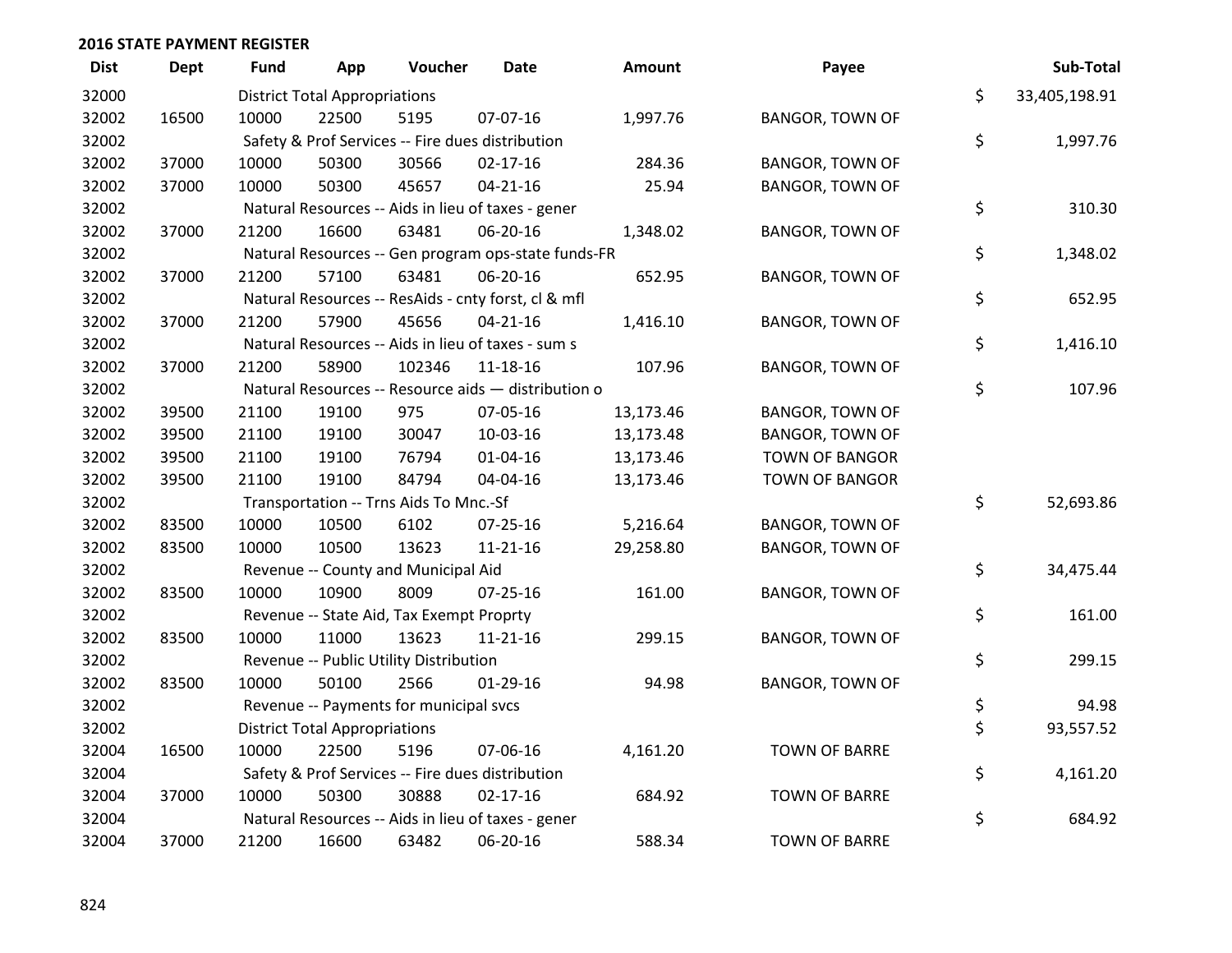## 2016 STATE PAYMENT REGISTER

| Dist | Dept | Fund | App | Voucher | Date | Amount | Payee | | Sub-Total |
|---|---|---|---|---|---|---|---|---|---|
| 32000 | | District Total Appropriations | | | | | | $ | 33,405,198.91 |
| 32002 | 16500 | 10000 | 22500 | 5195 | 07-07-16 | 1,997.76 | BANGOR, TOWN OF | | |
| 32002 | | Safety & Prof Services -- Fire dues distribution | | | | | | $ | 1,997.76 |
| 32002 | 37000 | 10000 | 50300 | 30566 | 02-17-16 | 284.36 | BANGOR, TOWN OF | | |
| 32002 | 37000 | 10000 | 50300 | 45657 | 04-21-16 | 25.94 | BANGOR, TOWN OF | | |
| 32002 | | Natural Resources -- Aids in lieu of taxes - gener | | | | | | $ | 310.30 |
| 32002 | 37000 | 21200 | 16600 | 63481 | 06-20-16 | 1,348.02 | BANGOR, TOWN OF | | |
| 32002 | | Natural Resources -- Gen program ops-state funds-FR | | | | | | $ | 1,348.02 |
| 32002 | 37000 | 21200 | 57100 | 63481 | 06-20-16 | 652.95 | BANGOR, TOWN OF | | |
| 32002 | | Natural Resources -- ResAids - cnty forst, cl & mfl | | | | | | $ | 652.95 |
| 32002 | 37000 | 21200 | 57900 | 45656 | 04-21-16 | 1,416.10 | BANGOR, TOWN OF | | |
| 32002 | | Natural Resources -- Aids in lieu of taxes - sum s | | | | | | $ | 1,416.10 |
| 32002 | 37000 | 21200 | 58900 | 102346 | 11-18-16 | 107.96 | BANGOR, TOWN OF | | |
| 32002 | | Natural Resources -- Resource aids — distribution o | | | | | | $ | 107.96 |
| 32002 | 39500 | 21100 | 19100 | 975 | 07-05-16 | 13,173.46 | BANGOR, TOWN OF | | |
| 32002 | 39500 | 21100 | 19100 | 30047 | 10-03-16 | 13,173.48 | BANGOR, TOWN OF | | |
| 32002 | 39500 | 21100 | 19100 | 76794 | 01-04-16 | 13,173.46 | TOWN OF BANGOR | | |
| 32002 | 39500 | 21100 | 19100 | 84794 | 04-04-16 | 13,173.46 | TOWN OF BANGOR | | |
| 32002 | | Transportation -- Trns Aids To Mnc.-Sf | | | | | | $ | 52,693.86 |
| 32002 | 83500 | 10000 | 10500 | 6102 | 07-25-16 | 5,216.64 | BANGOR, TOWN OF | | |
| 32002 | 83500 | 10000 | 10500 | 13623 | 11-21-16 | 29,258.80 | BANGOR, TOWN OF | | |
| 32002 | | Revenue -- County and Municipal Aid | | | | | | $ | 34,475.44 |
| 32002 | 83500 | 10000 | 10900 | 8009 | 07-25-16 | 161.00 | BANGOR, TOWN OF | | |
| 32002 | | Revenue -- State Aid, Tax Exempt Proprty | | | | | | $ | 161.00 |
| 32002 | 83500 | 10000 | 11000 | 13623 | 11-21-16 | 299.15 | BANGOR, TOWN OF | | |
| 32002 | | Revenue -- Public Utility Distribution | | | | | | $ | 299.15 |
| 32002 | 83500 | 10000 | 50100 | 2566 | 01-29-16 | 94.98 | BANGOR, TOWN OF | | |
| 32002 | | Revenue -- Payments for municipal svcs | | | | | | $ | 94.98 |
| 32002 | | District Total Appropriations | | | | | | $ | 93,557.52 |
| 32004 | 16500 | 10000 | 22500 | 5196 | 07-06-16 | 4,161.20 | TOWN OF BARRE | | |
| 32004 | | Safety & Prof Services -- Fire dues distribution | | | | | | $ | 4,161.20 |
| 32004 | 37000 | 10000 | 50300 | 30888 | 02-17-16 | 684.92 | TOWN OF BARRE | | |
| 32004 | | Natural Resources -- Aids in lieu of taxes - gener | | | | | | $ | 684.92 |
| 32004 | 37000 | 21200 | 16600 | 63482 | 06-20-16 | 588.34 | TOWN OF BARRE | | |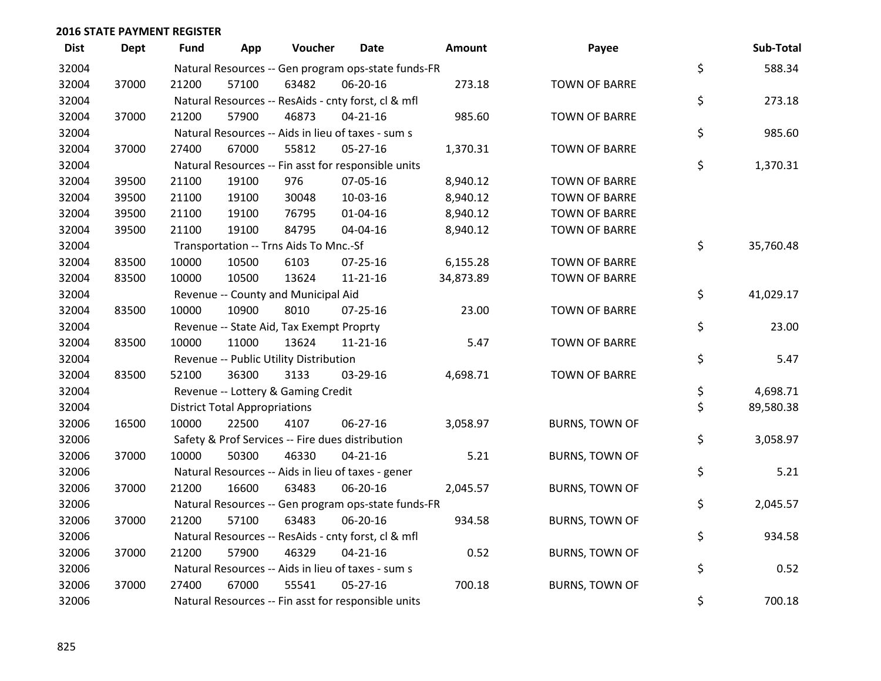## 2016 STATE PAYMENT REGISTER

| Dist | Dept | Fund | App | Voucher | Date | Amount | Payee | | Sub-Total |
|---|---|---|---|---|---|---|---|---|---|
| 32004 | | Natural Resources -- Gen program ops-state funds-FR | | | | | | $ | 588.34 |
| 32004 | 37000 | 21200 | 57100 | 63482 | 06-20-16 | 273.18 | TOWN OF BARRE | | |
| 32004 | | Natural Resources -- ResAids - cnty forst, cl & mfl | | | | | | $ | 273.18 |
| 32004 | 37000 | 21200 | 57900 | 46873 | 04-21-16 | 985.60 | TOWN OF BARRE | | |
| 32004 | | Natural Resources -- Aids in lieu of taxes - sum s | | | | | | $ | 985.60 |
| 32004 | 37000 | 27400 | 67000 | 55812 | 05-27-16 | 1,370.31 | TOWN OF BARRE | | |
| 32004 | | Natural Resources -- Fin asst for responsible units | | | | | | $ | 1,370.31 |
| 32004 | 39500 | 21100 | 19100 | 976 | 07-05-16 | 8,940.12 | TOWN OF BARRE | | |
| 32004 | 39500 | 21100 | 19100 | 30048 | 10-03-16 | 8,940.12 | TOWN OF BARRE | | |
| 32004 | 39500 | 21100 | 19100 | 76795 | 01-04-16 | 8,940.12 | TOWN OF BARRE | | |
| 32004 | 39500 | 21100 | 19100 | 84795 | 04-04-16 | 8,940.12 | TOWN OF BARRE | | |
| 32004 | | Transportation -- Trns Aids To Mnc.-Sf | | | | | | $ | 35,760.48 |
| 32004 | 83500 | 10000 | 10500 | 6103 | 07-25-16 | 6,155.28 | TOWN OF BARRE | | |
| 32004 | 83500 | 10000 | 10500 | 13624 | 11-21-16 | 34,873.89 | TOWN OF BARRE | | |
| 32004 | | Revenue -- County and Municipal Aid | | | | | | $ | 41,029.17 |
| 32004 | 83500 | 10000 | 10900 | 8010 | 07-25-16 | 23.00 | TOWN OF BARRE | | |
| 32004 | | Revenue -- State Aid, Tax Exempt Proprty | | | | | | $ | 23.00 |
| 32004 | 83500 | 10000 | 11000 | 13624 | 11-21-16 | 5.47 | TOWN OF BARRE | | |
| 32004 | | Revenue -- Public Utility Distribution | | | | | | $ | 5.47 |
| 32004 | 83500 | 52100 | 36300 | 3133 | 03-29-16 | 4,698.71 | TOWN OF BARRE | | |
| 32004 | | Revenue -- Lottery & Gaming Credit | | | | | | $ | 4,698.71 |
| 32004 | | District Total Appropriations | | | | | | $ | 89,580.38 |
| 32006 | 16500 | 10000 | 22500 | 4107 | 06-27-16 | 3,058.97 | BURNS, TOWN OF | | |
| 32006 | | Safety & Prof Services -- Fire dues distribution | | | | | | $ | 3,058.97 |
| 32006 | 37000 | 10000 | 50300 | 46330 | 04-21-16 | 5.21 | BURNS, TOWN OF | | |
| 32006 | | Natural Resources -- Aids in lieu of taxes - gener | | | | | | $ | 5.21 |
| 32006 | 37000 | 21200 | 16600 | 63483 | 06-20-16 | 2,045.57 | BURNS, TOWN OF | | |
| 32006 | | Natural Resources -- Gen program ops-state funds-FR | | | | | | $ | 2,045.57 |
| 32006 | 37000 | 21200 | 57100 | 63483 | 06-20-16 | 934.58 | BURNS, TOWN OF | | |
| 32006 | | Natural Resources -- ResAids - cnty forst, cl & mfl | | | | | | $ | 934.58 |
| 32006 | 37000 | 21200 | 57900 | 46329 | 04-21-16 | 0.52 | BURNS, TOWN OF | | |
| 32006 | | Natural Resources -- Aids in lieu of taxes - sum s | | | | | | $ | 0.52 |
| 32006 | 37000 | 27400 | 67000 | 55541 | 05-27-16 | 700.18 | BURNS, TOWN OF | | |
| 32006 | | Natural Resources -- Fin asst for responsible units | | | | | | $ | 700.18 |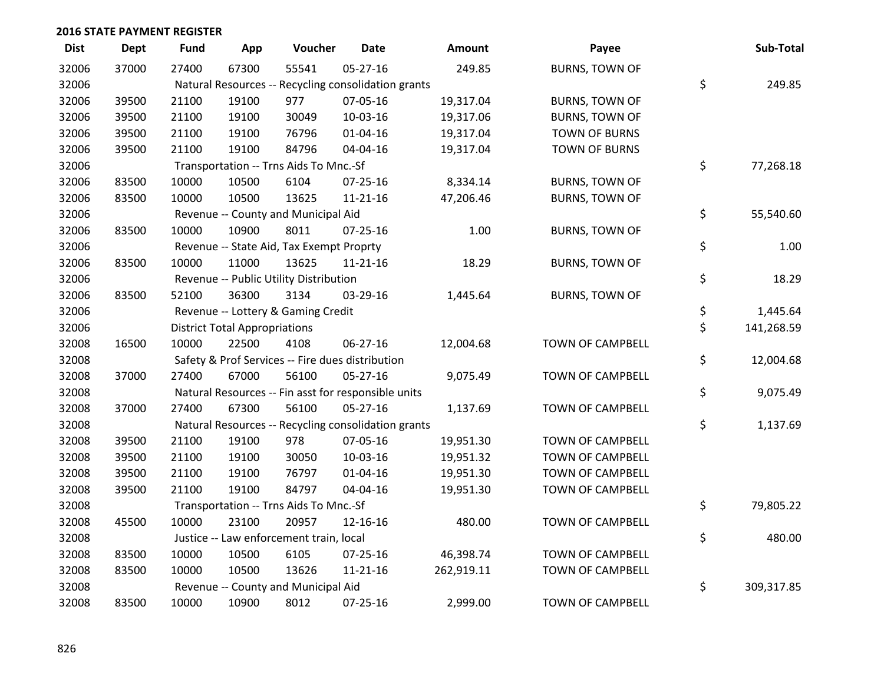## 2016 STATE PAYMENT REGISTER

| Dist | Dept | Fund | App | Voucher | Date | Amount | Payee | Sub-Total |
|---|---|---|---|---|---|---|---|---|
| 32006 | 37000 | 27400 | 67300 | 55541 | 05-27-16 | 249.85 | BURNS, TOWN OF | |
| 32006 | | Natural Resources -- Recycling consolidation grants | | | | | | $ 249.85 |
| 32006 | 39500 | 21100 | 19100 | 977 | 07-05-16 | 19,317.04 | BURNS, TOWN OF | |
| 32006 | 39500 | 21100 | 19100 | 30049 | 10-03-16 | 19,317.06 | BURNS, TOWN OF | |
| 32006 | 39500 | 21100 | 19100 | 76796 | 01-04-16 | 19,317.04 | TOWN OF BURNS | |
| 32006 | 39500 | 21100 | 19100 | 84796 | 04-04-16 | 19,317.04 | TOWN OF BURNS | |
| 32006 | | Transportation -- Trns Aids To Mnc.-Sf | | | | | | $ 77,268.18 |
| 32006 | 83500 | 10000 | 10500 | 6104 | 07-25-16 | 8,334.14 | BURNS, TOWN OF | |
| 32006 | 83500 | 10000 | 10500 | 13625 | 11-21-16 | 47,206.46 | BURNS, TOWN OF | |
| 32006 | | Revenue -- County and Municipal Aid | | | | | | $ 55,540.60 |
| 32006 | 83500 | 10000 | 10900 | 8011 | 07-25-16 | 1.00 | BURNS, TOWN OF | |
| 32006 | | Revenue -- State Aid, Tax Exempt Proprty | | | | | | $ 1.00 |
| 32006 | 83500 | 10000 | 11000 | 13625 | 11-21-16 | 18.29 | BURNS, TOWN OF | |
| 32006 | | Revenue -- Public Utility Distribution | | | | | | $ 18.29 |
| 32006 | 83500 | 52100 | 36300 | 3134 | 03-29-16 | 1,445.64 | BURNS, TOWN OF | |
| 32006 | | Revenue -- Lottery & Gaming Credit | | | | | | $ 1,445.64 |
| 32006 | | District Total Appropriations | | | | | | $ 141,268.59 |
| 32008 | 16500 | 10000 | 22500 | 4108 | 06-27-16 | 12,004.68 | TOWN OF CAMPBELL | |
| 32008 | | Safety & Prof Services -- Fire dues distribution | | | | | | $ 12,004.68 |
| 32008 | 37000 | 27400 | 67000 | 56100 | 05-27-16 | 9,075.49 | TOWN OF CAMPBELL | |
| 32008 | | Natural Resources -- Fin asst for responsible units | | | | | | $ 9,075.49 |
| 32008 | 37000 | 27400 | 67300 | 56100 | 05-27-16 | 1,137.69 | TOWN OF CAMPBELL | |
| 32008 | | Natural Resources -- Recycling consolidation grants | | | | | | $ 1,137.69 |
| 32008 | 39500 | 21100 | 19100 | 978 | 07-05-16 | 19,951.30 | TOWN OF CAMPBELL | |
| 32008 | 39500 | 21100 | 19100 | 30050 | 10-03-16 | 19,951.32 | TOWN OF CAMPBELL | |
| 32008 | 39500 | 21100 | 19100 | 76797 | 01-04-16 | 19,951.30 | TOWN OF CAMPBELL | |
| 32008 | 39500 | 21100 | 19100 | 84797 | 04-04-16 | 19,951.30 | TOWN OF CAMPBELL | |
| 32008 | | Transportation -- Trns Aids To Mnc.-Sf | | | | | | $ 79,805.22 |
| 32008 | 45500 | 10000 | 23100 | 20957 | 12-16-16 | 480.00 | TOWN OF CAMPBELL | |
| 32008 | | Justice -- Law enforcement train, local | | | | | | $ 480.00 |
| 32008 | 83500 | 10000 | 10500 | 6105 | 07-25-16 | 46,398.74 | TOWN OF CAMPBELL | |
| 32008 | 83500 | 10000 | 10500 | 13626 | 11-21-16 | 262,919.11 | TOWN OF CAMPBELL | |
| 32008 | | Revenue -- County and Municipal Aid | | | | | | $ 309,317.85 |
| 32008 | 83500 | 10000 | 10900 | 8012 | 07-25-16 | 2,999.00 | TOWN OF CAMPBELL | |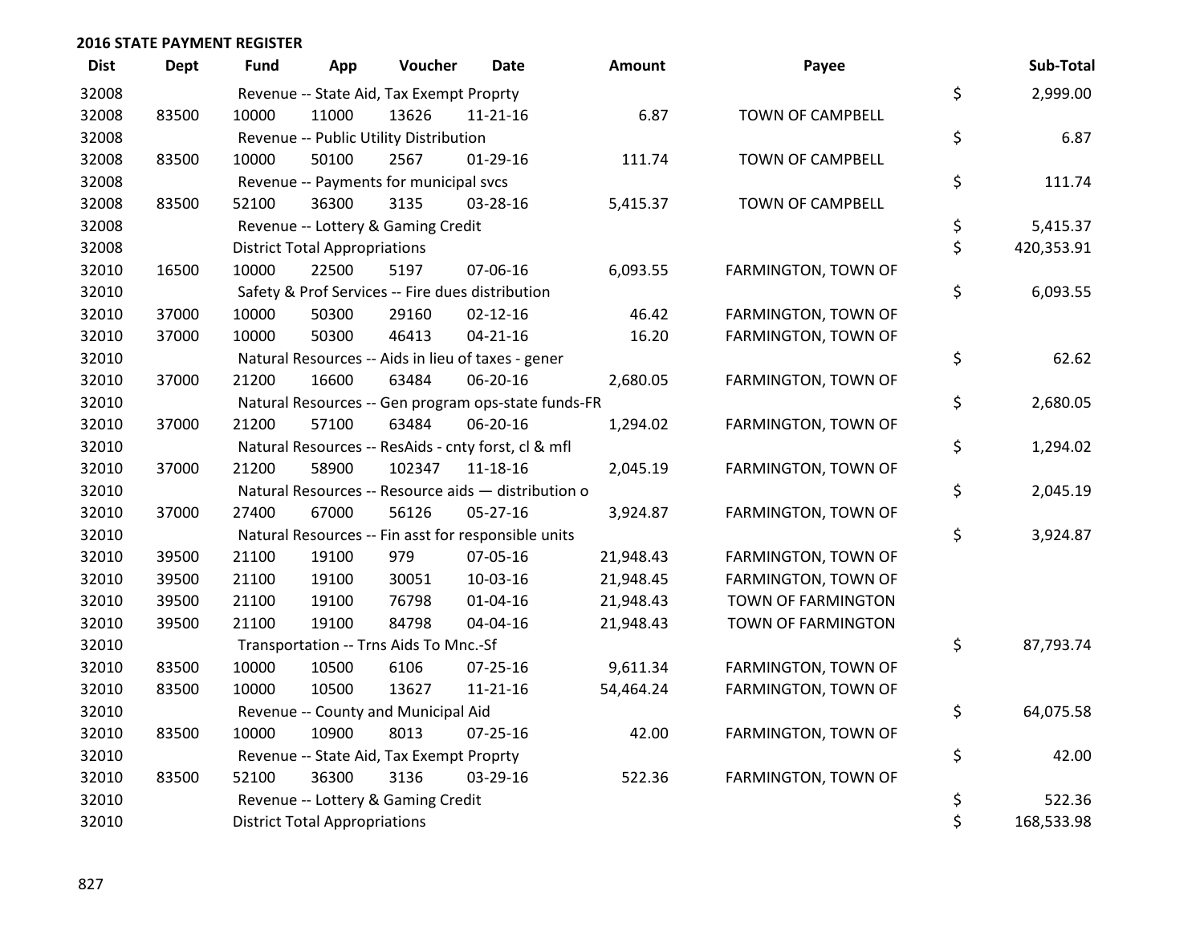**2016 STATE PAYMENT REGISTER**

| Dist | Dept | Fund | App | Voucher | Date | Amount | Payee | Sub-Total |
|---|---|---|---|---|---|---|---|---|
| 32008 | | Revenue -- State Aid, Tax Exempt Proprty | | | | | | $ 2,999.00 |
| 32008 | 83500 | 10000 | 11000 | 13626 | 11-21-16 | 6.87 | TOWN OF CAMPBELL | |
| 32008 | | Revenue -- Public Utility Distribution | | | | | | $ 6.87 |
| 32008 | 83500 | 10000 | 50100 | 2567 | 01-29-16 | 111.74 | TOWN OF CAMPBELL | |
| 32008 | | Revenue -- Payments for municipal svcs | | | | | | $ 111.74 |
| 32008 | 83500 | 52100 | 36300 | 3135 | 03-28-16 | 5,415.37 | TOWN OF CAMPBELL | |
| 32008 | | Revenue -- Lottery & Gaming Credit | | | | | | $ 5,415.37 |
| 32008 | | District Total Appropriations | | | | | | $ 420,353.91 |
| 32010 | 16500 | 10000 | 22500 | 5197 | 07-06-16 | 6,093.55 | FARMINGTON, TOWN OF | |
| 32010 | | Safety & Prof Services -- Fire dues distribution | | | | | | $ 6,093.55 |
| 32010 | 37000 | 10000 | 50300 | 29160 | 02-12-16 | 46.42 | FARMINGTON, TOWN OF | |
| 32010 | 37000 | 10000 | 50300 | 46413 | 04-21-16 | 16.20 | FARMINGTON, TOWN OF | |
| 32010 | | Natural Resources -- Aids in lieu of taxes - gener | | | | | | $ 62.62 |
| 32010 | 37000 | 21200 | 16600 | 63484 | 06-20-16 | 2,680.05 | FARMINGTON, TOWN OF | |
| 32010 | | Natural Resources -- Gen program ops-state funds-FR | | | | | | $ 2,680.05 |
| 32010 | 37000 | 21200 | 57100 | 63484 | 06-20-16 | 1,294.02 | FARMINGTON, TOWN OF | |
| 32010 | | Natural Resources -- ResAids - cnty forst, cl & mfl | | | | | | $ 1,294.02 |
| 32010 | 37000 | 21200 | 58900 | 102347 | 11-18-16 | 2,045.19 | FARMINGTON, TOWN OF | |
| 32010 | | Natural Resources -- Resource aids — distribution o | | | | | | $ 2,045.19 |
| 32010 | 37000 | 27400 | 67000 | 56126 | 05-27-16 | 3,924.87 | FARMINGTON, TOWN OF | |
| 32010 | | Natural Resources -- Fin asst for responsible units | | | | | | $ 3,924.87 |
| 32010 | 39500 | 21100 | 19100 | 979 | 07-05-16 | 21,948.43 | FARMINGTON, TOWN OF | |
| 32010 | 39500 | 21100 | 19100 | 30051 | 10-03-16 | 21,948.45 | FARMINGTON, TOWN OF | |
| 32010 | 39500 | 21100 | 19100 | 76798 | 01-04-16 | 21,948.43 | TOWN OF FARMINGTON | |
| 32010 | 39500 | 21100 | 19100 | 84798 | 04-04-16 | 21,948.43 | TOWN OF FARMINGTON | |
| 32010 | | Transportation -- Trns Aids To Mnc.-Sf | | | | | | $ 87,793.74 |
| 32010 | 83500 | 10000 | 10500 | 6106 | 07-25-16 | 9,611.34 | FARMINGTON, TOWN OF | |
| 32010 | 83500 | 10000 | 10500 | 13627 | 11-21-16 | 54,464.24 | FARMINGTON, TOWN OF | |
| 32010 | | Revenue -- County and Municipal Aid | | | | | | $ 64,075.58 |
| 32010 | 83500 | 10000 | 10900 | 8013 | 07-25-16 | 42.00 | FARMINGTON, TOWN OF | |
| 32010 | | Revenue -- State Aid, Tax Exempt Proprty | | | | | | $ 42.00 |
| 32010 | 83500 | 52100 | 36300 | 3136 | 03-29-16 | 522.36 | FARMINGTON, TOWN OF | |
| 32010 | | Revenue -- Lottery & Gaming Credit | | | | | | $ 522.36 |
| 32010 | | District Total Appropriations | | | | | | $ 168,533.98 |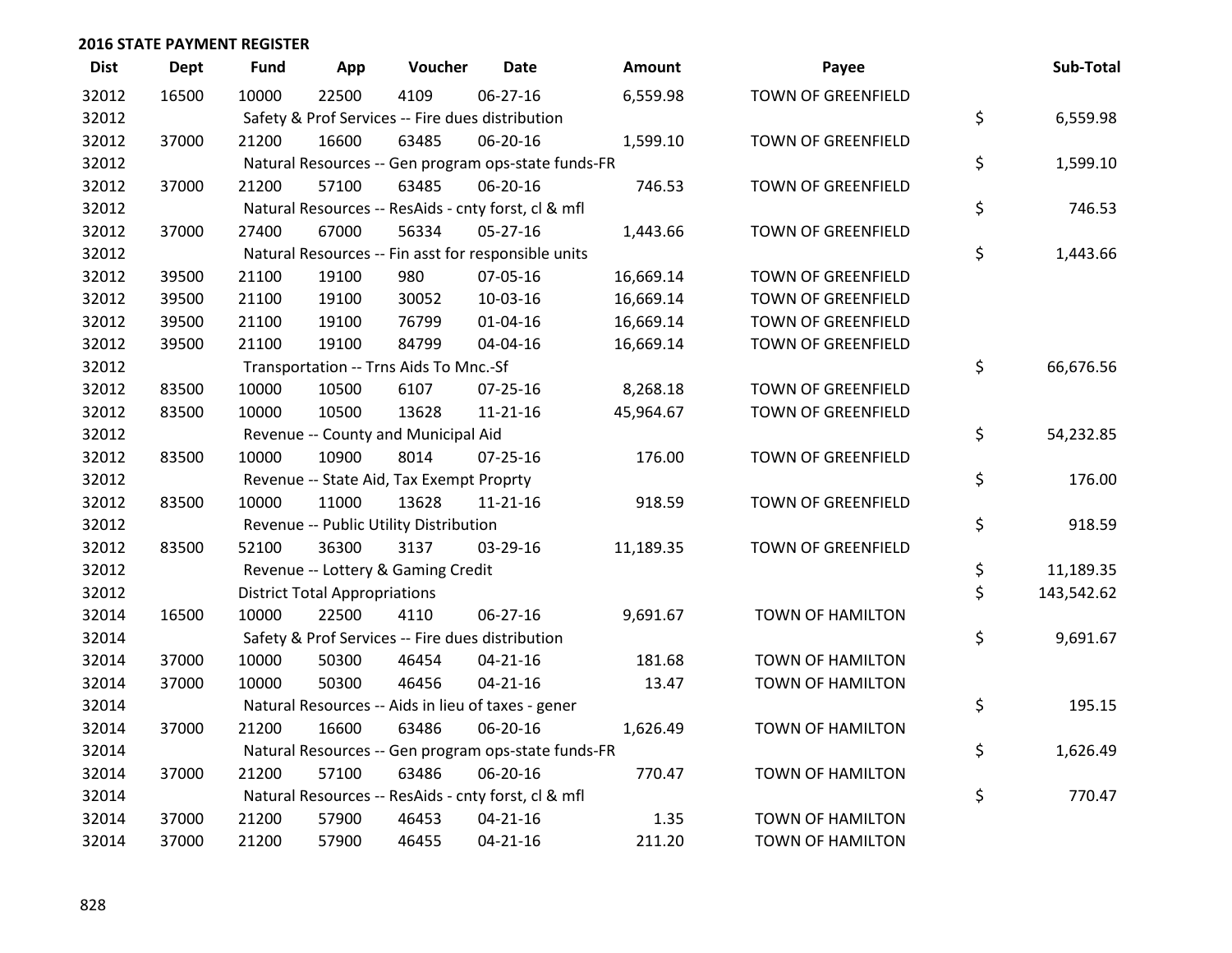## 2016 STATE PAYMENT REGISTER

| Dist | Dept | Fund | App | Voucher | Date | Amount | Payee | Sub-Total |
|---|---|---|---|---|---|---|---|---|
| 32012 | 16500 | 10000 | 22500 | 4109 | 06-27-16 | 6,559.98 | TOWN OF GREENFIELD | |
| 32012 | | Safety & Prof Services -- Fire dues distribution | | | | | | $ 6,559.98 |
| 32012 | 37000 | 21200 | 16600 | 63485 | 06-20-16 | 1,599.10 | TOWN OF GREENFIELD | |
| 32012 | | Natural Resources -- Gen program ops-state funds-FR | | | | | | $ 1,599.10 |
| 32012 | 37000 | 21200 | 57100 | 63485 | 06-20-16 | 746.53 | TOWN OF GREENFIELD | |
| 32012 | | Natural Resources -- ResAids - cnty forst, cl & mfl | | | | | | $ 746.53 |
| 32012 | 37000 | 27400 | 67000 | 56334 | 05-27-16 | 1,443.66 | TOWN OF GREENFIELD | |
| 32012 | | Natural Resources -- Fin asst for responsible units | | | | | | $ 1,443.66 |
| 32012 | 39500 | 21100 | 19100 | 980 | 07-05-16 | 16,669.14 | TOWN OF GREENFIELD | |
| 32012 | 39500 | 21100 | 19100 | 30052 | 10-03-16 | 16,669.14 | TOWN OF GREENFIELD | |
| 32012 | 39500 | 21100 | 19100 | 76799 | 01-04-16 | 16,669.14 | TOWN OF GREENFIELD | |
| 32012 | 39500 | 21100 | 19100 | 84799 | 04-04-16 | 16,669.14 | TOWN OF GREENFIELD | |
| 32012 | | Transportation -- Trns Aids To Mnc.-Sf | | | | | | $ 66,676.56 |
| 32012 | 83500 | 10000 | 10500 | 6107 | 07-25-16 | 8,268.18 | TOWN OF GREENFIELD | |
| 32012 | 83500 | 10000 | 10500 | 13628 | 11-21-16 | 45,964.67 | TOWN OF GREENFIELD | |
| 32012 | | Revenue -- County and Municipal Aid | | | | | | $ 54,232.85 |
| 32012 | 83500 | 10000 | 10900 | 8014 | 07-25-16 | 176.00 | TOWN OF GREENFIELD | |
| 32012 | | Revenue -- State Aid, Tax Exempt Proprty | | | | | | $ 176.00 |
| 32012 | 83500 | 10000 | 11000 | 13628 | 11-21-16 | 918.59 | TOWN OF GREENFIELD | |
| 32012 | | Revenue -- Public Utility Distribution | | | | | | $ 918.59 |
| 32012 | 83500 | 52100 | 36300 | 3137 | 03-29-16 | 11,189.35 | TOWN OF GREENFIELD | |
| 32012 | | Revenue -- Lottery & Gaming Credit | | | | | | $ 11,189.35 |
| 32012 | | District Total Appropriations | | | | | | $ 143,542.62 |
| 32014 | 16500 | 10000 | 22500 | 4110 | 06-27-16 | 9,691.67 | TOWN OF HAMILTON | |
| 32014 | | Safety & Prof Services -- Fire dues distribution | | | | | | $ 9,691.67 |
| 32014 | 37000 | 10000 | 50300 | 46454 | 04-21-16 | 181.68 | TOWN OF HAMILTON | |
| 32014 | 37000 | 10000 | 50300 | 46456 | 04-21-16 | 13.47 | TOWN OF HAMILTON | |
| 32014 | | Natural Resources -- Aids in lieu of taxes - gener | | | | | | $ 195.15 |
| 32014 | 37000 | 21200 | 16600 | 63486 | 06-20-16 | 1,626.49 | TOWN OF HAMILTON | |
| 32014 | | Natural Resources -- Gen program ops-state funds-FR | | | | | | $ 1,626.49 |
| 32014 | 37000 | 21200 | 57100 | 63486 | 06-20-16 | 770.47 | TOWN OF HAMILTON | |
| 32014 | | Natural Resources -- ResAids - cnty forst, cl & mfl | | | | | | $ 770.47 |
| 32014 | 37000 | 21200 | 57900 | 46453 | 04-21-16 | 1.35 | TOWN OF HAMILTON | |
| 32014 | 37000 | 21200 | 57900 | 46455 | 04-21-16 | 211.20 | TOWN OF HAMILTON | |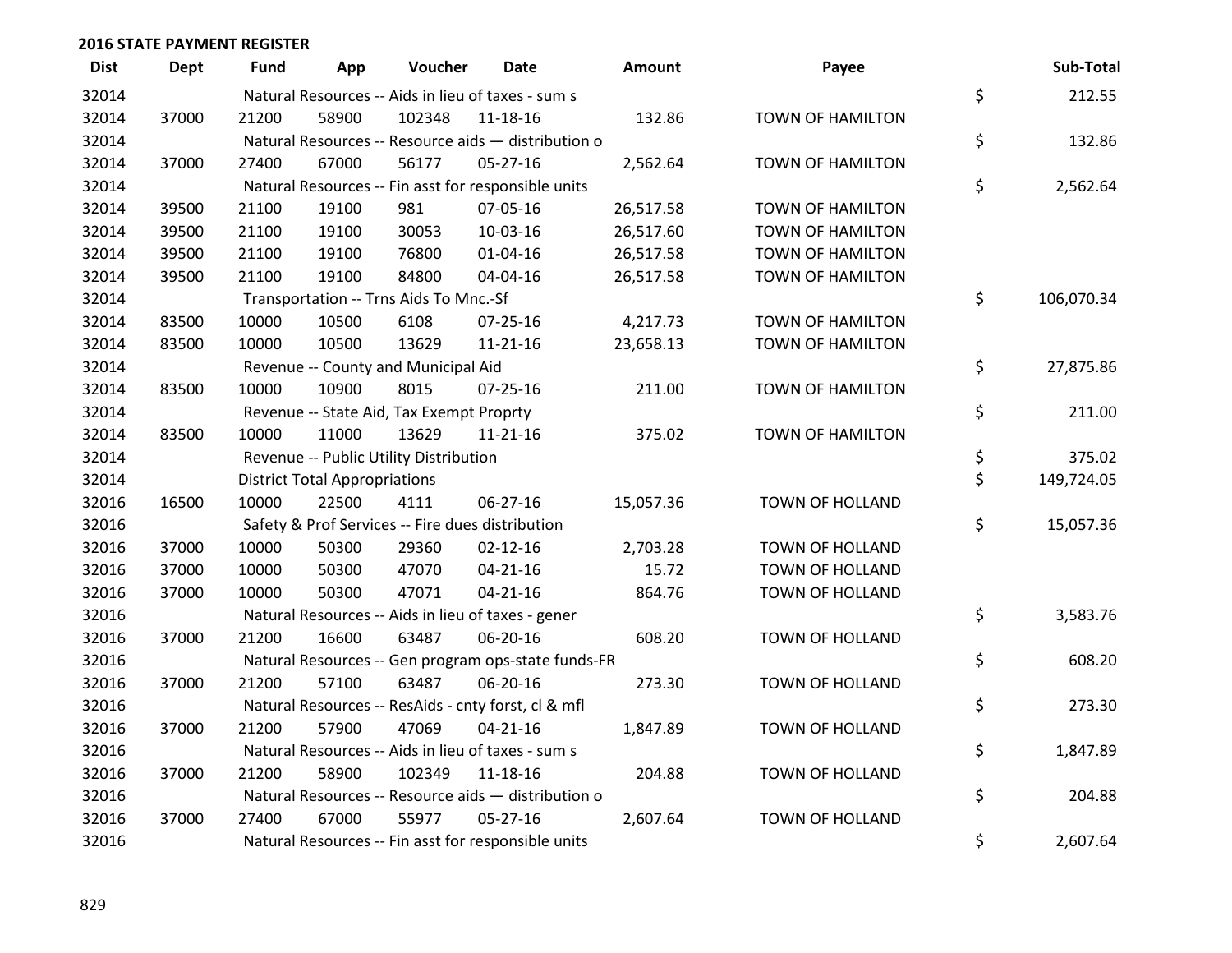## 2016 STATE PAYMENT REGISTER

| Dist | Dept | Fund | App | Voucher | Date | Amount | Payee | Sub-Total |
|---|---|---|---|---|---|---|---|---|
| 32014 | | Natural Resources -- Aids in lieu of taxes - sum s | | | | | | $ 212.55 |
| 32014 | 37000 | 21200 | 58900 | 102348 | 11-18-16 | 132.86 | TOWN OF HAMILTON | |
| 32014 | | Natural Resources -- Resource aids — distribution o | | | | | | $ 132.86 |
| 32014 | 37000 | 27400 | 67000 | 56177 | 05-27-16 | 2,562.64 | TOWN OF HAMILTON | |
| 32014 | | Natural Resources -- Fin asst for responsible units | | | | | | $ 2,562.64 |
| 32014 | 39500 | 21100 | 19100 | 981 | 07-05-16 | 26,517.58 | TOWN OF HAMILTON | |
| 32014 | 39500 | 21100 | 19100 | 30053 | 10-03-16 | 26,517.60 | TOWN OF HAMILTON | |
| 32014 | 39500 | 21100 | 19100 | 76800 | 01-04-16 | 26,517.58 | TOWN OF HAMILTON | |
| 32014 | 39500 | 21100 | 19100 | 84800 | 04-04-16 | 26,517.58 | TOWN OF HAMILTON | |
| 32014 | | Transportation -- Trns Aids To Mnc.-Sf | | | | | | $ 106,070.34 |
| 32014 | 83500 | 10000 | 10500 | 6108 | 07-25-16 | 4,217.73 | TOWN OF HAMILTON | |
| 32014 | 83500 | 10000 | 10500 | 13629 | 11-21-16 | 23,658.13 | TOWN OF HAMILTON | |
| 32014 | | Revenue -- County and Municipal Aid | | | | | | $ 27,875.86 |
| 32014 | 83500 | 10000 | 10900 | 8015 | 07-25-16 | 211.00 | TOWN OF HAMILTON | |
| 32014 | | Revenue -- State Aid, Tax Exempt Proprty | | | | | | $ 211.00 |
| 32014 | 83500 | 10000 | 11000 | 13629 | 11-21-16 | 375.02 | TOWN OF HAMILTON | |
| 32014 | | Revenue -- Public Utility Distribution | | | | | | $ 375.02 |
| 32014 | | District Total Appropriations | | | | | | $ 149,724.05 |
| 32016 | 16500 | 10000 | 22500 | 4111 | 06-27-16 | 15,057.36 | TOWN OF HOLLAND | |
| 32016 | | Safety & Prof Services -- Fire dues distribution | | | | | | $ 15,057.36 |
| 32016 | 37000 | 10000 | 50300 | 29360 | 02-12-16 | 2,703.28 | TOWN OF HOLLAND | |
| 32016 | 37000 | 10000 | 50300 | 47070 | 04-21-16 | 15.72 | TOWN OF HOLLAND | |
| 32016 | 37000 | 10000 | 50300 | 47071 | 04-21-16 | 864.76 | TOWN OF HOLLAND | |
| 32016 | | Natural Resources -- Aids in lieu of taxes - gener | | | | | | $ 3,583.76 |
| 32016 | 37000 | 21200 | 16600 | 63487 | 06-20-16 | 608.20 | TOWN OF HOLLAND | |
| 32016 | | Natural Resources -- Gen program ops-state funds-FR | | | | | | $ 608.20 |
| 32016 | 37000 | 21200 | 57100 | 63487 | 06-20-16 | 273.30 | TOWN OF HOLLAND | |
| 32016 | | Natural Resources -- ResAids - cnty forst, cl & mfl | | | | | | $ 273.30 |
| 32016 | 37000 | 21200 | 57900 | 47069 | 04-21-16 | 1,847.89 | TOWN OF HOLLAND | |
| 32016 | | Natural Resources -- Aids in lieu of taxes - sum s | | | | | | $ 1,847.89 |
| 32016 | 37000 | 21200 | 58900 | 102349 | 11-18-16 | 204.88 | TOWN OF HOLLAND | |
| 32016 | | Natural Resources -- Resource aids — distribution o | | | | | | $ 204.88 |
| 32016 | 37000 | 27400 | 67000 | 55977 | 05-27-16 | 2,607.64 | TOWN OF HOLLAND | |
| 32016 | | Natural Resources -- Fin asst for responsible units | | | | | | $ 2,607.64 |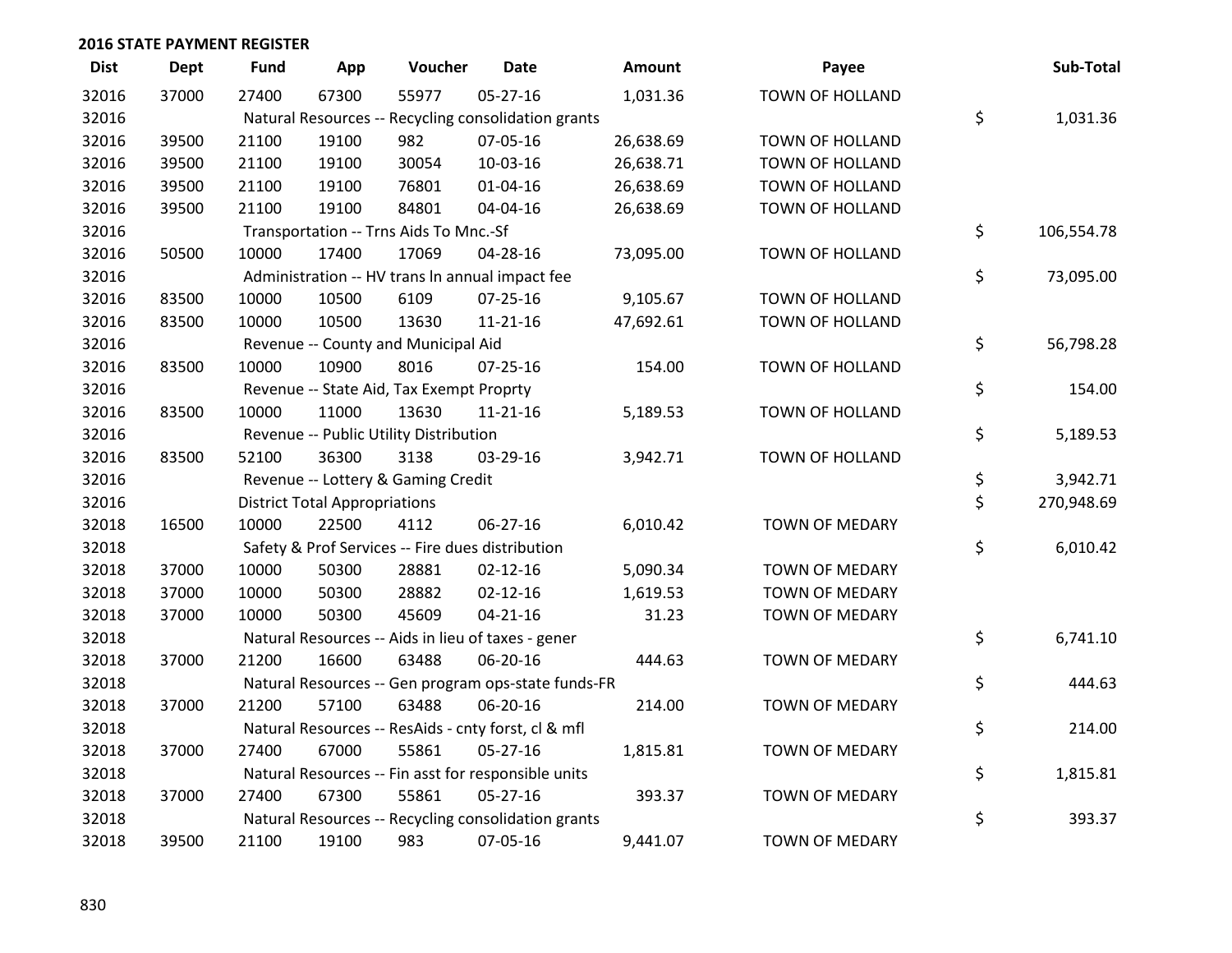**2016 STATE PAYMENT REGISTER**

| Dist | Dept | Fund | App | Voucher | Date | Amount | Payee | Sub-Total |
|---|---|---|---|---|---|---|---|---|
| 32016 | 37000 | 27400 | 67300 | 55977 | 05-27-16 | 1,031.36 | TOWN OF HOLLAND | |
| 32016 | | Natural Resources -- Recycling consolidation grants | | | | | | $ 1,031.36 |
| 32016 | 39500 | 21100 | 19100 | 982 | 07-05-16 | 26,638.69 | TOWN OF HOLLAND | |
| 32016 | 39500 | 21100 | 19100 | 30054 | 10-03-16 | 26,638.71 | TOWN OF HOLLAND | |
| 32016 | 39500 | 21100 | 19100 | 76801 | 01-04-16 | 26,638.69 | TOWN OF HOLLAND | |
| 32016 | 39500 | 21100 | 19100 | 84801 | 04-04-16 | 26,638.69 | TOWN OF HOLLAND | |
| 32016 | | Transportation -- Trns Aids To Mnc.-Sf | | | | | | $ 106,554.78 |
| 32016 | 50500 | 10000 | 17400 | 17069 | 04-28-16 | 73,095.00 | TOWN OF HOLLAND | |
| 32016 | | Administration -- HV trans ln annual impact fee | | | | | | $ 73,095.00 |
| 32016 | 83500 | 10000 | 10500 | 6109 | 07-25-16 | 9,105.67 | TOWN OF HOLLAND | |
| 32016 | 83500 | 10000 | 10500 | 13630 | 11-21-16 | 47,692.61 | TOWN OF HOLLAND | |
| 32016 | | Revenue -- County and Municipal Aid | | | | | | $ 56,798.28 |
| 32016 | 83500 | 10000 | 10900 | 8016 | 07-25-16 | 154.00 | TOWN OF HOLLAND | |
| 32016 | | Revenue -- State Aid, Tax Exempt Proprty | | | | | | $ 154.00 |
| 32016 | 83500 | 10000 | 11000 | 13630 | 11-21-16 | 5,189.53 | TOWN OF HOLLAND | |
| 32016 | | Revenue -- Public Utility Distribution | | | | | | $ 5,189.53 |
| 32016 | 83500 | 52100 | 36300 | 3138 | 03-29-16 | 3,942.71 | TOWN OF HOLLAND | |
| 32016 | | Revenue -- Lottery & Gaming Credit | | | | | | $ 3,942.71 |
| 32016 | | District Total Appropriations | | | | | | $ 270,948.69 |
| 32018 | 16500 | 10000 | 22500 | 4112 | 06-27-16 | 6,010.42 | TOWN OF MEDARY | |
| 32018 | | Safety & Prof Services -- Fire dues distribution | | | | | | $ 6,010.42 |
| 32018 | 37000 | 10000 | 50300 | 28881 | 02-12-16 | 5,090.34 | TOWN OF MEDARY | |
| 32018 | 37000 | 10000 | 50300 | 28882 | 02-12-16 | 1,619.53 | TOWN OF MEDARY | |
| 32018 | 37000 | 10000 | 50300 | 45609 | 04-21-16 | 31.23 | TOWN OF MEDARY | |
| 32018 | | Natural Resources -- Aids in lieu of taxes - gener | | | | | | $ 6,741.10 |
| 32018 | 37000 | 21200 | 16600 | 63488 | 06-20-16 | 444.63 | TOWN OF MEDARY | |
| 32018 | | Natural Resources -- Gen program ops-state funds-FR | | | | | | $ 444.63 |
| 32018 | 37000 | 21200 | 57100 | 63488 | 06-20-16 | 214.00 | TOWN OF MEDARY | |
| 32018 | | Natural Resources -- ResAids - cnty forst, cl & mfl | | | | | | $ 214.00 |
| 32018 | 37000 | 27400 | 67000 | 55861 | 05-27-16 | 1,815.81 | TOWN OF MEDARY | |
| 32018 | | Natural Resources -- Fin asst for responsible units | | | | | | $ 1,815.81 |
| 32018 | 37000 | 27400 | 67300 | 55861 | 05-27-16 | 393.37 | TOWN OF MEDARY | |
| 32018 | | Natural Resources -- Recycling consolidation grants | | | | | | $ 393.37 |
| 32018 | 39500 | 21100 | 19100 | 983 | 07-05-16 | 9,441.07 | TOWN OF MEDARY | |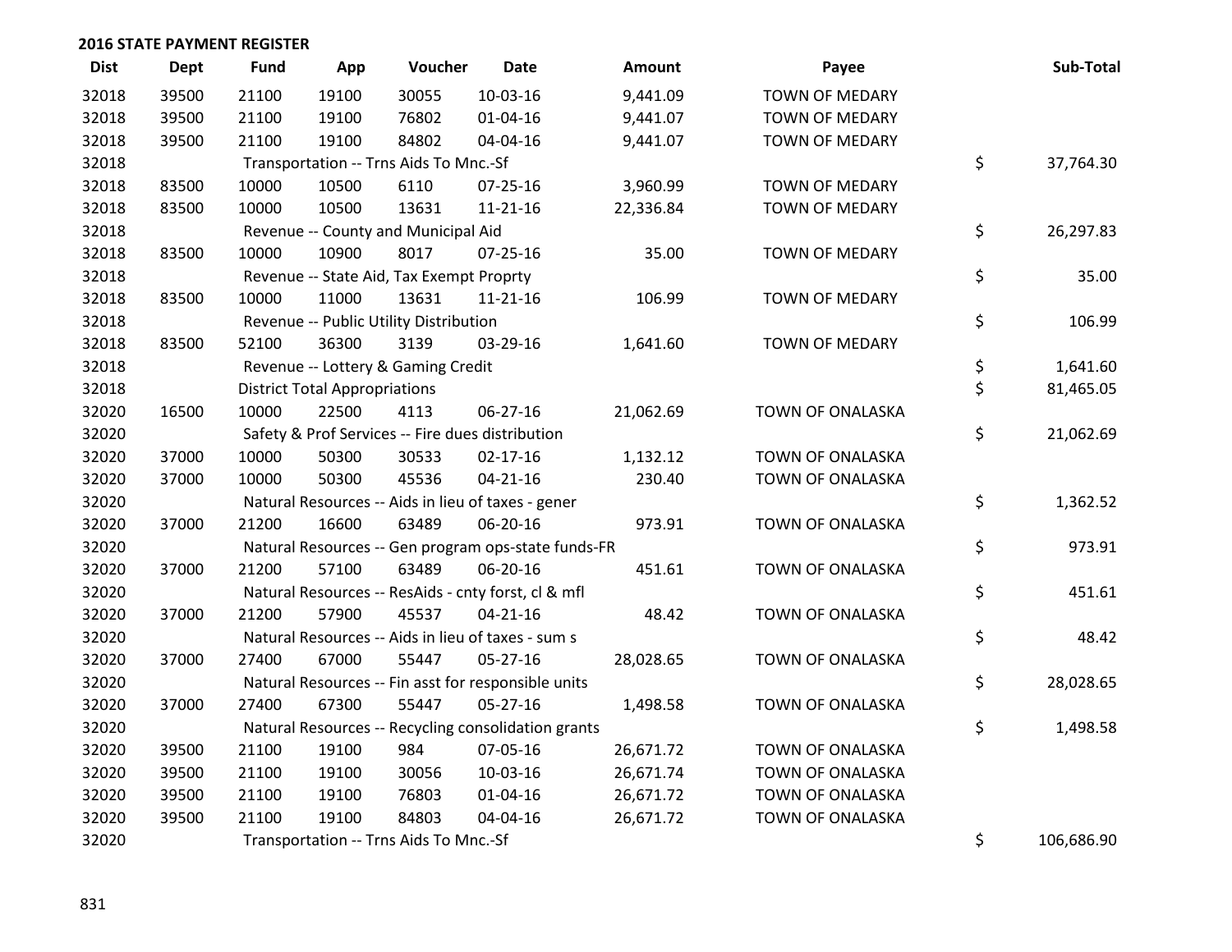## 2016 STATE PAYMENT REGISTER

| Dist | Dept | Fund | App | Voucher | Date | Amount | Payee | Sub-Total |
|---|---|---|---|---|---|---|---|---|
| 32018 | 39500 | 21100 | 19100 | 30055 | 10-03-16 | 9,441.09 | TOWN OF MEDARY | |
| 32018 | 39500 | 21100 | 19100 | 76802 | 01-04-16 | 9,441.07 | TOWN OF MEDARY | |
| 32018 | 39500 | 21100 | 19100 | 84802 | 04-04-16 | 9,441.07 | TOWN OF MEDARY | |
| 32018 | | Transportation -- Trns Aids To Mnc.-Sf | | | | | | $ 37,764.30 |
| 32018 | 83500 | 10000 | 10500 | 6110 | 07-25-16 | 3,960.99 | TOWN OF MEDARY | |
| 32018 | 83500 | 10000 | 10500 | 13631 | 11-21-16 | 22,336.84 | TOWN OF MEDARY | |
| 32018 | | Revenue -- County and Municipal Aid | | | | | | $ 26,297.83 |
| 32018 | 83500 | 10000 | 10900 | 8017 | 07-25-16 | 35.00 | TOWN OF MEDARY | |
| 32018 | | Revenue -- State Aid, Tax Exempt Proprty | | | | | | $ 35.00 |
| 32018 | 83500 | 10000 | 11000 | 13631 | 11-21-16 | 106.99 | TOWN OF MEDARY | |
| 32018 | | Revenue -- Public Utility Distribution | | | | | | $ 106.99 |
| 32018 | 83500 | 52100 | 36300 | 3139 | 03-29-16 | 1,641.60 | TOWN OF MEDARY | |
| 32018 | | Revenue -- Lottery & Gaming Credit | | | | | | $ 1,641.60 |
| 32018 | | District Total Appropriations | | | | | | $ 81,465.05 |
| 32020 | 16500 | 10000 | 22500 | 4113 | 06-27-16 | 21,062.69 | TOWN OF ONALASKA | |
| 32020 | | Safety & Prof Services -- Fire dues distribution | | | | | | $ 21,062.69 |
| 32020 | 37000 | 10000 | 50300 | 30533 | 02-17-16 | 1,132.12 | TOWN OF ONALASKA | |
| 32020 | 37000 | 10000 | 50300 | 45536 | 04-21-16 | 230.40 | TOWN OF ONALASKA | |
| 32020 | | Natural Resources -- Aids in lieu of taxes - gener | | | | | | $ 1,362.52 |
| 32020 | 37000 | 21200 | 16600 | 63489 | 06-20-16 | 973.91 | TOWN OF ONALASKA | |
| 32020 | | Natural Resources -- Gen program ops-state funds-FR | | | | | | $ 973.91 |
| 32020 | 37000 | 21200 | 57100 | 63489 | 06-20-16 | 451.61 | TOWN OF ONALASKA | |
| 32020 | | Natural Resources -- ResAids - cnty forst, cl & mfl | | | | | | $ 451.61 |
| 32020 | 37000 | 21200 | 57900 | 45537 | 04-21-16 | 48.42 | TOWN OF ONALASKA | |
| 32020 | | Natural Resources -- Aids in lieu of taxes - sum s | | | | | | $ 48.42 |
| 32020 | 37000 | 27400 | 67000 | 55447 | 05-27-16 | 28,028.65 | TOWN OF ONALASKA | |
| 32020 | | Natural Resources -- Fin asst for responsible units | | | | | | $ 28,028.65 |
| 32020 | 37000 | 27400 | 67300 | 55447 | 05-27-16 | 1,498.58 | TOWN OF ONALASKA | |
| 32020 | | Natural Resources -- Recycling consolidation grants | | | | | | $ 1,498.58 |
| 32020 | 39500 | 21100 | 19100 | 984 | 07-05-16 | 26,671.72 | TOWN OF ONALASKA | |
| 32020 | 39500 | 21100 | 19100 | 30056 | 10-03-16 | 26,671.74 | TOWN OF ONALASKA | |
| 32020 | 39500 | 21100 | 19100 | 76803 | 01-04-16 | 26,671.72 | TOWN OF ONALASKA | |
| 32020 | 39500 | 21100 | 19100 | 84803 | 04-04-16 | 26,671.72 | TOWN OF ONALASKA | |
| 32020 | | Transportation -- Trns Aids To Mnc.-Sf | | | | | | $ 106,686.90 |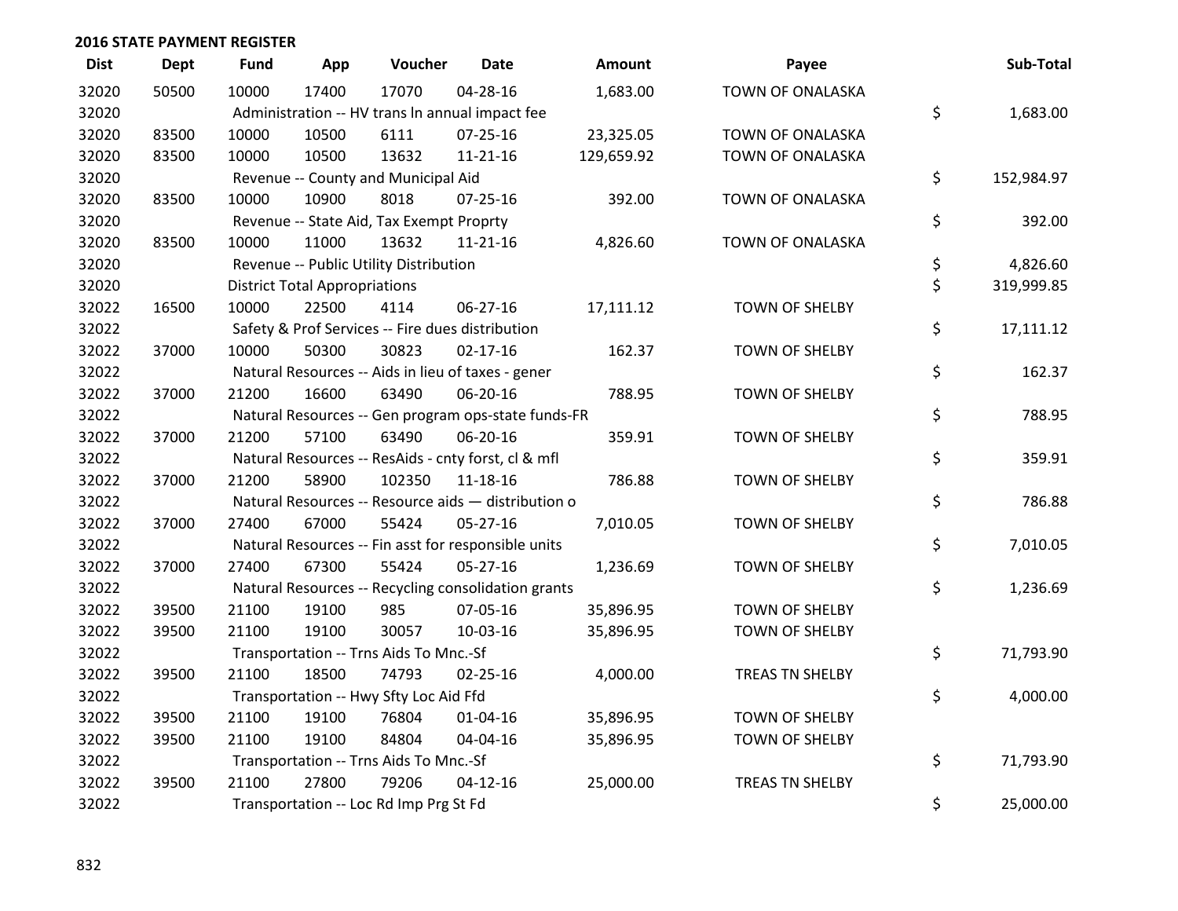## 2016 STATE PAYMENT REGISTER

| Dist | Dept | Fund | App | Voucher | Date | Amount | Payee | Sub-Total |
|---|---|---|---|---|---|---|---|---|
| 32020 | 50500 | 10000 | 17400 | 17070 | 04-28-16 | 1,683.00 | TOWN OF ONALASKA | |
| 32020 | | Administration -- HV trans ln annual impact fee | | | | | | $ 1,683.00 |
| 32020 | 83500 | 10000 | 10500 | 6111 | 07-25-16 | 23,325.05 | TOWN OF ONALASKA | |
| 32020 | 83500 | 10000 | 10500 | 13632 | 11-21-16 | 129,659.92 | TOWN OF ONALASKA | |
| 32020 | | Revenue -- County and Municipal Aid | | | | | | $ 152,984.97 |
| 32020 | 83500 | 10000 | 10900 | 8018 | 07-25-16 | 392.00 | TOWN OF ONALASKA | |
| 32020 | | Revenue -- State Aid, Tax Exempt Proprty | | | | | | $ 392.00 |
| 32020 | 83500 | 10000 | 11000 | 13632 | 11-21-16 | 4,826.60 | TOWN OF ONALASKA | |
| 32020 | | Revenue -- Public Utility Distribution | | | | | | $ 4,826.60 |
| 32020 | | District Total Appropriations | | | | | | $ 319,999.85 |
| 32022 | 16500 | 10000 | 22500 | 4114 | 06-27-16 | 17,111.12 | TOWN OF SHELBY | |
| 32022 | | Safety & Prof Services -- Fire dues distribution | | | | | | $ 17,111.12 |
| 32022 | 37000 | 10000 | 50300 | 30823 | 02-17-16 | 162.37 | TOWN OF SHELBY | |
| 32022 | | Natural Resources -- Aids in lieu of taxes - gener | | | | | | $ 162.37 |
| 32022 | 37000 | 21200 | 16600 | 63490 | 06-20-16 | 788.95 | TOWN OF SHELBY | |
| 32022 | | Natural Resources -- Gen program ops-state funds-FR | | | | | | $ 788.95 |
| 32022 | 37000 | 21200 | 57100 | 63490 | 06-20-16 | 359.91 | TOWN OF SHELBY | |
| 32022 | | Natural Resources -- ResAids - cnty forst, cl & mfl | | | | | | $ 359.91 |
| 32022 | 37000 | 21200 | 58900 | 102350 | 11-18-16 | 786.88 | TOWN OF SHELBY | |
| 32022 | | Natural Resources -- Resource aids — distribution o | | | | | | $ 786.88 |
| 32022 | 37000 | 27400 | 67000 | 55424 | 05-27-16 | 7,010.05 | TOWN OF SHELBY | |
| 32022 | | Natural Resources -- Fin asst for responsible units | | | | | | $ 7,010.05 |
| 32022 | 37000 | 27400 | 67300 | 55424 | 05-27-16 | 1,236.69 | TOWN OF SHELBY | |
| 32022 | | Natural Resources -- Recycling consolidation grants | | | | | | $ 1,236.69 |
| 32022 | 39500 | 21100 | 19100 | 985 | 07-05-16 | 35,896.95 | TOWN OF SHELBY | |
| 32022 | 39500 | 21100 | 19100 | 30057 | 10-03-16 | 35,896.95 | TOWN OF SHELBY | |
| 32022 | | Transportation -- Trns Aids To Mnc.-Sf | | | | | | $ 71,793.90 |
| 32022 | 39500 | 21100 | 18500 | 74793 | 02-25-16 | 4,000.00 | TREAS TN SHELBY | |
| 32022 | | Transportation -- Hwy Sfty Loc Aid Ffd | | | | | | $ 4,000.00 |
| 32022 | 39500 | 21100 | 19100 | 76804 | 01-04-16 | 35,896.95 | TOWN OF SHELBY | |
| 32022 | 39500 | 21100 | 19100 | 84804 | 04-04-16 | 35,896.95 | TOWN OF SHELBY | |
| 32022 | | Transportation -- Trns Aids To Mnc.-Sf | | | | | | $ 71,793.90 |
| 32022 | 39500 | 21100 | 27800 | 79206 | 04-12-16 | 25,000.00 | TREAS TN SHELBY | |
| 32022 | | Transportation -- Loc Rd Imp Prg St Fd | | | | | | $ 25,000.00 |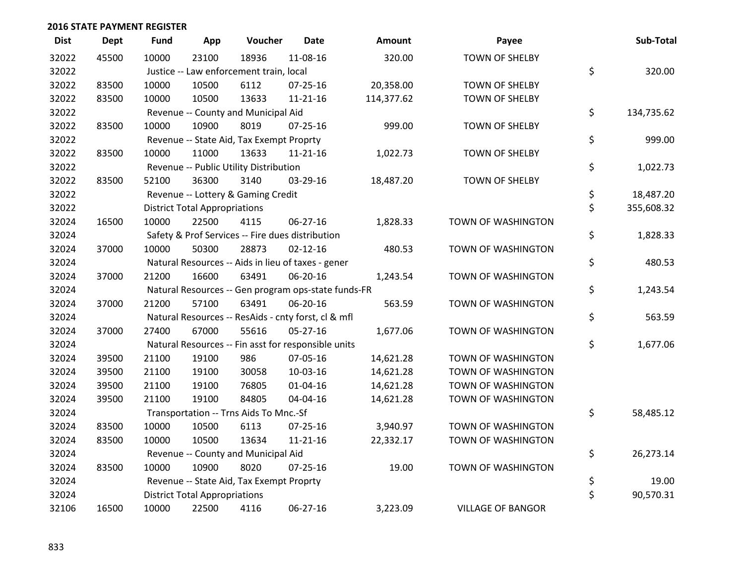## 2016 STATE PAYMENT REGISTER

| Dist | Dept | Fund | App | Voucher | Date | Amount | Payee | Sub-Total |
|---|---|---|---|---|---|---|---|---|
| 32022 | 45500 | 10000 | 23100 | 18936 | 11-08-16 | 320.00 | TOWN OF SHELBY | |
| 32022 | | Justice -- Law enforcement train, local | | | | | | $ 320.00 |
| 32022 | 83500 | 10000 | 10500 | 6112 | 07-25-16 | 20,358.00 | TOWN OF SHELBY | |
| 32022 | 83500 | 10000 | 10500 | 13633 | 11-21-16 | 114,377.62 | TOWN OF SHELBY | |
| 32022 | | Revenue -- County and Municipal Aid | | | | | | $ 134,735.62 |
| 32022 | 83500 | 10000 | 10900 | 8019 | 07-25-16 | 999.00 | TOWN OF SHELBY | |
| 32022 | | Revenue -- State Aid, Tax Exempt Proprty | | | | | | $ 999.00 |
| 32022 | 83500 | 10000 | 11000 | 13633 | 11-21-16 | 1,022.73 | TOWN OF SHELBY | |
| 32022 | | Revenue -- Public Utility Distribution | | | | | | $ 1,022.73 |
| 32022 | 83500 | 52100 | 36300 | 3140 | 03-29-16 | 18,487.20 | TOWN OF SHELBY | |
| 32022 | | Revenue -- Lottery & Gaming Credit | | | | | | $ 18,487.20 |
| 32022 | | District Total Appropriations | | | | | | $ 355,608.32 |
| 32024 | 16500 | 10000 | 22500 | 4115 | 06-27-16 | 1,828.33 | TOWN OF WASHINGTON | |
| 32024 | | Safety & Prof Services -- Fire dues distribution | | | | | | $ 1,828.33 |
| 32024 | 37000 | 10000 | 50300 | 28873 | 02-12-16 | 480.53 | TOWN OF WASHINGTON | |
| 32024 | | Natural Resources -- Aids in lieu of taxes - gener | | | | | | $ 480.53 |
| 32024 | 37000 | 21200 | 16600 | 63491 | 06-20-16 | 1,243.54 | TOWN OF WASHINGTON | |
| 32024 | | Natural Resources -- Gen program ops-state funds-FR | | | | | | $ 1,243.54 |
| 32024 | 37000 | 21200 | 57100 | 63491 | 06-20-16 | 563.59 | TOWN OF WASHINGTON | |
| 32024 | | Natural Resources -- ResAids - cnty forst, cl & mfl | | | | | | $ 563.59 |
| 32024 | 37000 | 27400 | 67000 | 55616 | 05-27-16 | 1,677.06 | TOWN OF WASHINGTON | |
| 32024 | | Natural Resources -- Fin asst for responsible units | | | | | | $ 1,677.06 |
| 32024 | 39500 | 21100 | 19100 | 986 | 07-05-16 | 14,621.28 | TOWN OF WASHINGTON | |
| 32024 | 39500 | 21100 | 19100 | 30058 | 10-03-16 | 14,621.28 | TOWN OF WASHINGTON | |
| 32024 | 39500 | 21100 | 19100 | 76805 | 01-04-16 | 14,621.28 | TOWN OF WASHINGTON | |
| 32024 | 39500 | 21100 | 19100 | 84805 | 04-04-16 | 14,621.28 | TOWN OF WASHINGTON | |
| 32024 | | Transportation -- Trns Aids To Mnc.-Sf | | | | | | $ 58,485.12 |
| 32024 | 83500 | 10000 | 10500 | 6113 | 07-25-16 | 3,940.97 | TOWN OF WASHINGTON | |
| 32024 | 83500 | 10000 | 10500 | 13634 | 11-21-16 | 22,332.17 | TOWN OF WASHINGTON | |
| 32024 | | Revenue -- County and Municipal Aid | | | | | | $ 26,273.14 |
| 32024 | 83500 | 10000 | 10900 | 8020 | 07-25-16 | 19.00 | TOWN OF WASHINGTON | |
| 32024 | | Revenue -- State Aid, Tax Exempt Proprty | | | | | | $ 19.00 |
| 32024 | | District Total Appropriations | | | | | | $ 90,570.31 |
| 32106 | 16500 | 10000 | 22500 | 4116 | 06-27-16 | 3,223.09 | VILLAGE OF BANGOR | |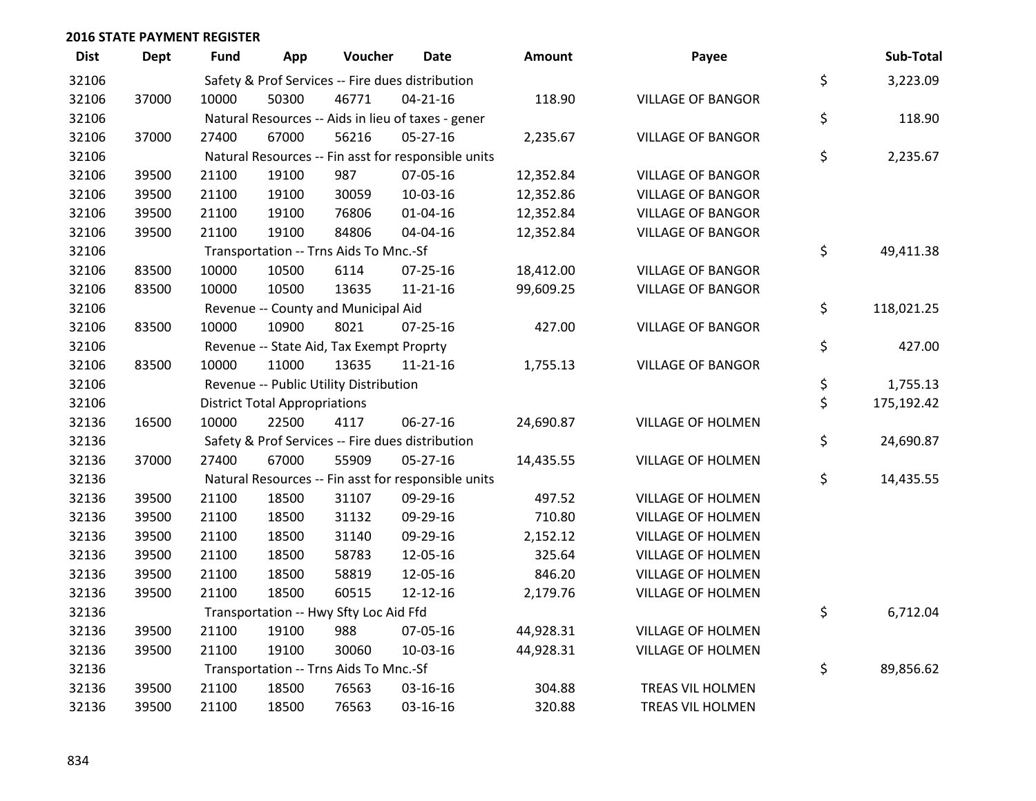## 2016 STATE PAYMENT REGISTER

| Dist | Dept | Fund | App | Voucher | Date | Amount | Payee | | Sub-Total |
|---|---|---|---|---|---|---|---|---|---|
| 32106 | | Safety & Prof Services -- Fire dues distribution | | | | | | $ | 3,223.09 |
| 32106 | 37000 | 10000 | 50300 | 46771 | 04-21-16 | 118.90 | VILLAGE OF BANGOR | | |
| 32106 | | Natural Resources -- Aids in lieu of taxes - gener | | | | | | $ | 118.90 |
| 32106 | 37000 | 27400 | 67000 | 56216 | 05-27-16 | 2,235.67 | VILLAGE OF BANGOR | | |
| 32106 | | Natural Resources -- Fin asst for responsible units | | | | | | $ | 2,235.67 |
| 32106 | 39500 | 21100 | 19100 | 987 | 07-05-16 | 12,352.84 | VILLAGE OF BANGOR | | |
| 32106 | 39500 | 21100 | 19100 | 30059 | 10-03-16 | 12,352.86 | VILLAGE OF BANGOR | | |
| 32106 | 39500 | 21100 | 19100 | 76806 | 01-04-16 | 12,352.84 | VILLAGE OF BANGOR | | |
| 32106 | 39500 | 21100 | 19100 | 84806 | 04-04-16 | 12,352.84 | VILLAGE OF BANGOR | | |
| 32106 | | Transportation -- Trns Aids To Mnc.-Sf | | | | | | $ | 49,411.38 |
| 32106 | 83500 | 10000 | 10500 | 6114 | 07-25-16 | 18,412.00 | VILLAGE OF BANGOR | | |
| 32106 | 83500 | 10000 | 10500 | 13635 | 11-21-16 | 99,609.25 | VILLAGE OF BANGOR | | |
| 32106 | | Revenue -- County and Municipal Aid | | | | | | $ | 118,021.25 |
| 32106 | 83500 | 10000 | 10900 | 8021 | 07-25-16 | 427.00 | VILLAGE OF BANGOR | | |
| 32106 | | Revenue -- State Aid, Tax Exempt Proprty | | | | | | $ | 427.00 |
| 32106 | 83500 | 10000 | 11000 | 13635 | 11-21-16 | 1,755.13 | VILLAGE OF BANGOR | | |
| 32106 | | Revenue -- Public Utility Distribution | | | | | | $ | 1,755.13 |
| 32106 | | District Total Appropriations | | | | | | $ | 175,192.42 |
| 32136 | 16500 | 10000 | 22500 | 4117 | 06-27-16 | 24,690.87 | VILLAGE OF HOLMEN | | |
| 32136 | | Safety & Prof Services -- Fire dues distribution | | | | | | $ | 24,690.87 |
| 32136 | 37000 | 27400 | 67000 | 55909 | 05-27-16 | 14,435.55 | VILLAGE OF HOLMEN | | |
| 32136 | | Natural Resources -- Fin asst for responsible units | | | | | | $ | 14,435.55 |
| 32136 | 39500 | 21100 | 18500 | 31107 | 09-29-16 | 497.52 | VILLAGE OF HOLMEN | | |
| 32136 | 39500 | 21100 | 18500 | 31132 | 09-29-16 | 710.80 | VILLAGE OF HOLMEN | | |
| 32136 | 39500 | 21100 | 18500 | 31140 | 09-29-16 | 2,152.12 | VILLAGE OF HOLMEN | | |
| 32136 | 39500 | 21100 | 18500 | 58783 | 12-05-16 | 325.64 | VILLAGE OF HOLMEN | | |
| 32136 | 39500 | 21100 | 18500 | 58819 | 12-05-16 | 846.20 | VILLAGE OF HOLMEN | | |
| 32136 | 39500 | 21100 | 18500 | 60515 | 12-12-16 | 2,179.76 | VILLAGE OF HOLMEN | | |
| 32136 | | Transportation -- Hwy Sfty Loc Aid Ffd | | | | | | $ | 6,712.04 |
| 32136 | 39500 | 21100 | 19100 | 988 | 07-05-16 | 44,928.31 | VILLAGE OF HOLMEN | | |
| 32136 | 39500 | 21100 | 19100 | 30060 | 10-03-16 | 44,928.31 | VILLAGE OF HOLMEN | | |
| 32136 | | Transportation -- Trns Aids To Mnc.-Sf | | | | | | $ | 89,856.62 |
| 32136 | 39500 | 21100 | 18500 | 76563 | 03-16-16 | 304.88 | TREAS VIL HOLMEN | | |
| 32136 | 39500 | 21100 | 18500 | 76563 | 03-16-16 | 320.88 | TREAS VIL HOLMEN | | |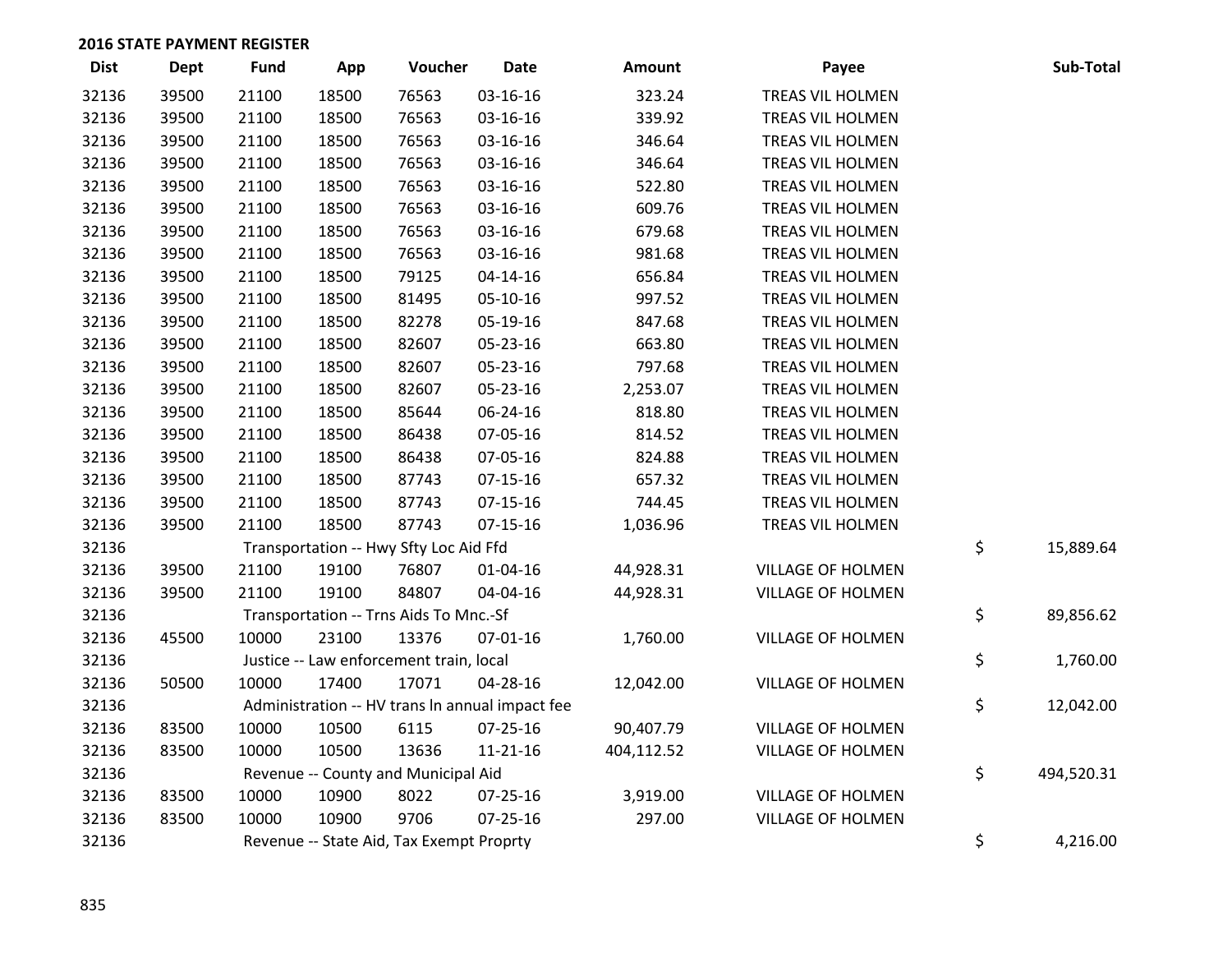## 2016 STATE PAYMENT REGISTER

| Dist | Dept | Fund | App | Voucher | Date | Amount | Payee | Sub-Total |
|---|---|---|---|---|---|---|---|---|
| 32136 | 39500 | 21100 | 18500 | 76563 | 03-16-16 | 323.24 | TREAS VIL HOLMEN | |
| 32136 | 39500 | 21100 | 18500 | 76563 | 03-16-16 | 339.92 | TREAS VIL HOLMEN | |
| 32136 | 39500 | 21100 | 18500 | 76563 | 03-16-16 | 346.64 | TREAS VIL HOLMEN | |
| 32136 | 39500 | 21100 | 18500 | 76563 | 03-16-16 | 346.64 | TREAS VIL HOLMEN | |
| 32136 | 39500 | 21100 | 18500 | 76563 | 03-16-16 | 522.80 | TREAS VIL HOLMEN | |
| 32136 | 39500 | 21100 | 18500 | 76563 | 03-16-16 | 609.76 | TREAS VIL HOLMEN | |
| 32136 | 39500 | 21100 | 18500 | 76563 | 03-16-16 | 679.68 | TREAS VIL HOLMEN | |
| 32136 | 39500 | 21100 | 18500 | 76563 | 03-16-16 | 981.68 | TREAS VIL HOLMEN | |
| 32136 | 39500 | 21100 | 18500 | 79125 | 04-14-16 | 656.84 | TREAS VIL HOLMEN | |
| 32136 | 39500 | 21100 | 18500 | 81495 | 05-10-16 | 997.52 | TREAS VIL HOLMEN | |
| 32136 | 39500 | 21100 | 18500 | 82278 | 05-19-16 | 847.68 | TREAS VIL HOLMEN | |
| 32136 | 39500 | 21100 | 18500 | 82607 | 05-23-16 | 663.80 | TREAS VIL HOLMEN | |
| 32136 | 39500 | 21100 | 18500 | 82607 | 05-23-16 | 797.68 | TREAS VIL HOLMEN | |
| 32136 | 39500 | 21100 | 18500 | 82607 | 05-23-16 | 2,253.07 | TREAS VIL HOLMEN | |
| 32136 | 39500 | 21100 | 18500 | 85644 | 06-24-16 | 818.80 | TREAS VIL HOLMEN | |
| 32136 | 39500 | 21100 | 18500 | 86438 | 07-05-16 | 814.52 | TREAS VIL HOLMEN | |
| 32136 | 39500 | 21100 | 18500 | 86438 | 07-05-16 | 824.88 | TREAS VIL HOLMEN | |
| 32136 | 39500 | 21100 | 18500 | 87743 | 07-15-16 | 657.32 | TREAS VIL HOLMEN | |
| 32136 | 39500 | 21100 | 18500 | 87743 | 07-15-16 | 744.45 | TREAS VIL HOLMEN | |
| 32136 | 39500 | 21100 | 18500 | 87743 | 07-15-16 | 1,036.96 | TREAS VIL HOLMEN | |
| 32136 | | Transportation -- Hwy Sfty Loc Aid Ffd | | | | | | $ 15,889.64 |
| 32136 | 39500 | 21100 | 19100 | 76807 | 01-04-16 | 44,928.31 | VILLAGE OF HOLMEN | |
| 32136 | 39500 | 21100 | 19100 | 84807 | 04-04-16 | 44,928.31 | VILLAGE OF HOLMEN | |
| 32136 | | Transportation -- Trns Aids To Mnc.-Sf | | | | | | $ 89,856.62 |
| 32136 | 45500 | 10000 | 23100 | 13376 | 07-01-16 | 1,760.00 | VILLAGE OF HOLMEN | |
| 32136 | | Justice -- Law enforcement train, local | | | | | | $ 1,760.00 |
| 32136 | 50500 | 10000 | 17400 | 17071 | 04-28-16 | 12,042.00 | VILLAGE OF HOLMEN | |
| 32136 | | Administration -- HV trans ln annual impact fee | | | | | | $ 12,042.00 |
| 32136 | 83500 | 10000 | 10500 | 6115 | 07-25-16 | 90,407.79 | VILLAGE OF HOLMEN | |
| 32136 | 83500 | 10000 | 10500 | 13636 | 11-21-16 | 404,112.52 | VILLAGE OF HOLMEN | |
| 32136 | | Revenue -- County and Municipal Aid | | | | | | $ 494,520.31 |
| 32136 | 83500 | 10000 | 10900 | 8022 | 07-25-16 | 3,919.00 | VILLAGE OF HOLMEN | |
| 32136 | 83500 | 10000 | 10900 | 9706 | 07-25-16 | 297.00 | VILLAGE OF HOLMEN | |
| 32136 | | Revenue -- State Aid, Tax Exempt Proprty | | | | | | $ 4,216.00 |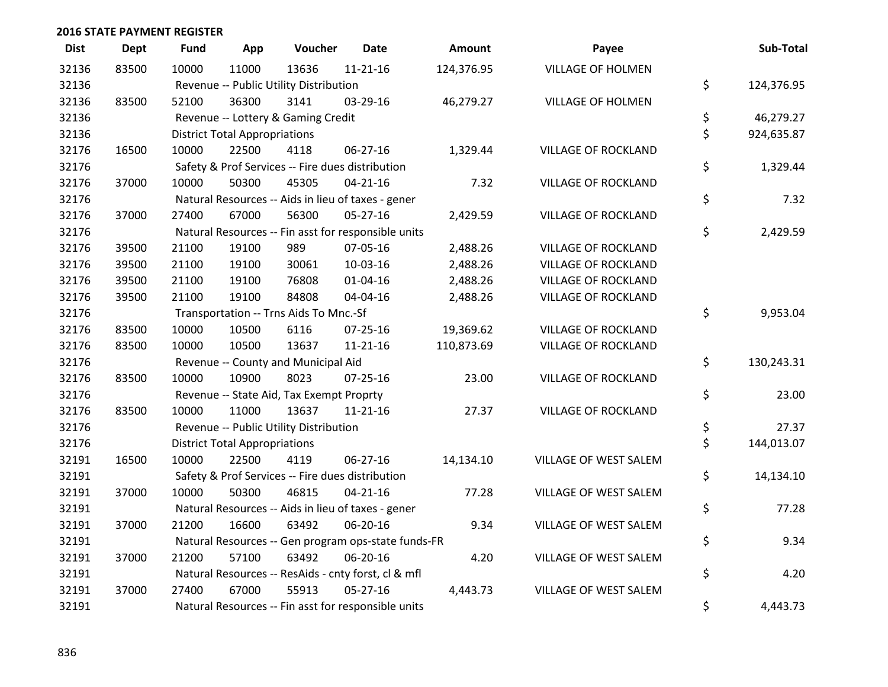## 2016 STATE PAYMENT REGISTER

| Dist | Dept | Fund | App | Voucher | Date | Amount | Payee | | Sub-Total |
|---|---|---|---|---|---|---|---|---|---|
| 32136 | 83500 | 10000 | 11000 | 13636 | 11-21-16 | 124,376.95 | VILLAGE OF HOLMEN | | |
| 32136 | | Revenue -- Public Utility Distribution | | | | | | $ | 124,376.95 |
| 32136 | 83500 | 52100 | 36300 | 3141 | 03-29-16 | 46,279.27 | VILLAGE OF HOLMEN | | |
| 32136 | | Revenue -- Lottery & Gaming Credit | | | | | | $ | 46,279.27 |
| 32136 | | District Total Appropriations | | | | | | $ | 924,635.87 |
| 32176 | 16500 | 10000 | 22500 | 4118 | 06-27-16 | 1,329.44 | VILLAGE OF ROCKLAND | | |
| 32176 | | Safety & Prof Services -- Fire dues distribution | | | | | | $ | 1,329.44 |
| 32176 | 37000 | 10000 | 50300 | 45305 | 04-21-16 | 7.32 | VILLAGE OF ROCKLAND | | |
| 32176 | | Natural Resources -- Aids in lieu of taxes - gener | | | | | | $ | 7.32 |
| 32176 | 37000 | 27400 | 67000 | 56300 | 05-27-16 | 2,429.59 | VILLAGE OF ROCKLAND | | |
| 32176 | | Natural Resources -- Fin asst for responsible units | | | | | | $ | 2,429.59 |
| 32176 | 39500 | 21100 | 19100 | 989 | 07-05-16 | 2,488.26 | VILLAGE OF ROCKLAND | | |
| 32176 | 39500 | 21100 | 19100 | 30061 | 10-03-16 | 2,488.26 | VILLAGE OF ROCKLAND | | |
| 32176 | 39500 | 21100 | 19100 | 76808 | 01-04-16 | 2,488.26 | VILLAGE OF ROCKLAND | | |
| 32176 | 39500 | 21100 | 19100 | 84808 | 04-04-16 | 2,488.26 | VILLAGE OF ROCKLAND | | |
| 32176 | | Transportation -- Trns Aids To Mnc.-Sf | | | | | | $ | 9,953.04 |
| 32176 | 83500 | 10000 | 10500 | 6116 | 07-25-16 | 19,369.62 | VILLAGE OF ROCKLAND | | |
| 32176 | 83500 | 10000 | 10500 | 13637 | 11-21-16 | 110,873.69 | VILLAGE OF ROCKLAND | | |
| 32176 | | Revenue -- County and Municipal Aid | | | | | | $ | 130,243.31 |
| 32176 | 83500 | 10000 | 10900 | 8023 | 07-25-16 | 23.00 | VILLAGE OF ROCKLAND | | |
| 32176 | | Revenue -- State Aid, Tax Exempt Proprty | | | | | | $ | 23.00 |
| 32176 | 83500 | 10000 | 11000 | 13637 | 11-21-16 | 27.37 | VILLAGE OF ROCKLAND | | |
| 32176 | | Revenue -- Public Utility Distribution | | | | | | $ | 27.37 |
| 32176 | | District Total Appropriations | | | | | | $ | 144,013.07 |
| 32191 | 16500 | 10000 | 22500 | 4119 | 06-27-16 | 14,134.10 | VILLAGE OF WEST SALEM | | |
| 32191 | | Safety & Prof Services -- Fire dues distribution | | | | | | $ | 14,134.10 |
| 32191 | 37000 | 10000 | 50300 | 46815 | 04-21-16 | 77.28 | VILLAGE OF WEST SALEM | | |
| 32191 | | Natural Resources -- Aids in lieu of taxes - gener | | | | | | $ | 77.28 |
| 32191 | 37000 | 21200 | 16600 | 63492 | 06-20-16 | 9.34 | VILLAGE OF WEST SALEM | | |
| 32191 | | Natural Resources -- Gen program ops-state funds-FR | | | | | | $ | 9.34 |
| 32191 | 37000 | 21200 | 57100 | 63492 | 06-20-16 | 4.20 | VILLAGE OF WEST SALEM | | |
| 32191 | | Natural Resources -- ResAids - cnty forst, cl & mfl | | | | | | $ | 4.20 |
| 32191 | 37000 | 27400 | 67000 | 55913 | 05-27-16 | 4,443.73 | VILLAGE OF WEST SALEM | | |
| 32191 | | Natural Resources -- Fin asst for responsible units | | | | | | $ | 4,443.73 |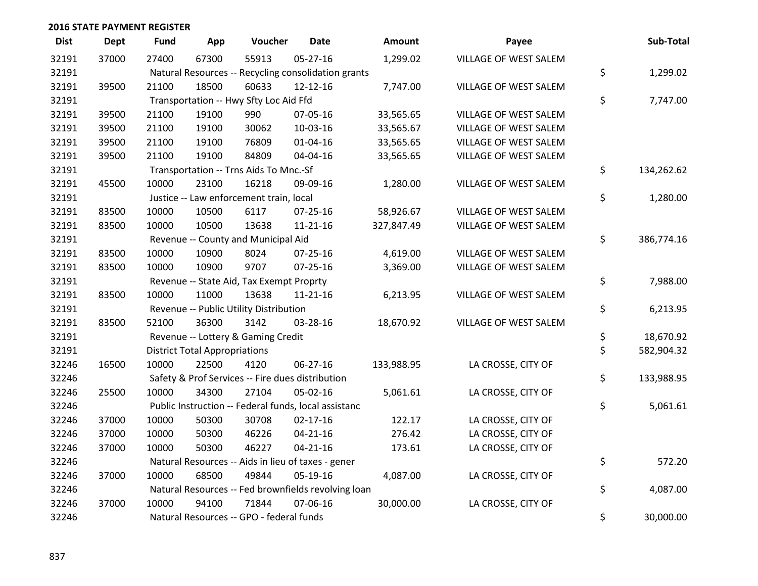## 2016 STATE PAYMENT REGISTER

| Dist | Dept | Fund | App | Voucher | Date | Amount | Payee | | Sub-Total |
|---|---|---|---|---|---|---|---|---|---|
| 32191 | 37000 | 27400 | 67300 | 55913 | 05-27-16 | 1,299.02 | VILLAGE OF WEST SALEM | | |
| 32191 | | Natural Resources -- Recycling consolidation grants | | | | | | $ | 1,299.02 |
| 32191 | 39500 | 21100 | 18500 | 60633 | 12-12-16 | 7,747.00 | VILLAGE OF WEST SALEM | | |
| 32191 | | Transportation -- Hwy Sfty Loc Aid Ffd | | | | | | $ | 7,747.00 |
| 32191 | 39500 | 21100 | 19100 | 990 | 07-05-16 | 33,565.65 | VILLAGE OF WEST SALEM | | |
| 32191 | 39500 | 21100 | 19100 | 30062 | 10-03-16 | 33,565.67 | VILLAGE OF WEST SALEM | | |
| 32191 | 39500 | 21100 | 19100 | 76809 | 01-04-16 | 33,565.65 | VILLAGE OF WEST SALEM | | |
| 32191 | 39500 | 21100 | 19100 | 84809 | 04-04-16 | 33,565.65 | VILLAGE OF WEST SALEM | | |
| 32191 | | Transportation -- Trns Aids To Mnc.-Sf | | | | | | $ | 134,262.62 |
| 32191 | 45500 | 10000 | 23100 | 16218 | 09-09-16 | 1,280.00 | VILLAGE OF WEST SALEM | | |
| 32191 | | Justice -- Law enforcement train, local | | | | | | $ | 1,280.00 |
| 32191 | 83500 | 10000 | 10500 | 6117 | 07-25-16 | 58,926.67 | VILLAGE OF WEST SALEM | | |
| 32191 | 83500 | 10000 | 10500 | 13638 | 11-21-16 | 327,847.49 | VILLAGE OF WEST SALEM | | |
| 32191 | | Revenue -- County and Municipal Aid | | | | | | $ | 386,774.16 |
| 32191 | 83500 | 10000 | 10900 | 8024 | 07-25-16 | 4,619.00 | VILLAGE OF WEST SALEM | | |
| 32191 | 83500 | 10000 | 10900 | 9707 | 07-25-16 | 3,369.00 | VILLAGE OF WEST SALEM | | |
| 32191 | | Revenue -- State Aid, Tax Exempt Proprty | | | | | | $ | 7,988.00 |
| 32191 | 83500 | 10000 | 11000 | 13638 | 11-21-16 | 6,213.95 | VILLAGE OF WEST SALEM | | |
| 32191 | | Revenue -- Public Utility Distribution | | | | | | $ | 6,213.95 |
| 32191 | 83500 | 52100 | 36300 | 3142 | 03-28-16 | 18,670.92 | VILLAGE OF WEST SALEM | | |
| 32191 | | Revenue -- Lottery & Gaming Credit | | | | | | $ | 18,670.92 |
| 32191 | | District Total Appropriations | | | | | | $ | 582,904.32 |
| 32246 | 16500 | 10000 | 22500 | 4120 | 06-27-16 | 133,988.95 | LA CROSSE, CITY OF | | |
| 32246 | | Safety & Prof Services -- Fire dues distribution | | | | | | $ | 133,988.95 |
| 32246 | 25500 | 10000 | 34300 | 27104 | 05-02-16 | 5,061.61 | LA CROSSE, CITY OF | | |
| 32246 | | Public Instruction -- Federal funds, local assistanc | | | | | | $ | 5,061.61 |
| 32246 | 37000 | 10000 | 50300 | 30708 | 02-17-16 | 122.17 | LA CROSSE, CITY OF | | |
| 32246 | 37000 | 10000 | 50300 | 46226 | 04-21-16 | 276.42 | LA CROSSE, CITY OF | | |
| 32246 | 37000 | 10000 | 50300 | 46227 | 04-21-16 | 173.61 | LA CROSSE, CITY OF | | |
| 32246 | | Natural Resources -- Aids in lieu of taxes - gener | | | | | | $ | 572.20 |
| 32246 | 37000 | 10000 | 68500 | 49844 | 05-19-16 | 4,087.00 | LA CROSSE, CITY OF | | |
| 32246 | | Natural Resources -- Fed brownfields revolving loan | | | | | | $ | 4,087.00 |
| 32246 | 37000 | 10000 | 94100 | 71844 | 07-06-16 | 30,000.00 | LA CROSSE, CITY OF | | |
| 32246 | | Natural Resources -- GPO - federal funds | | | | | | $ | 30,000.00 |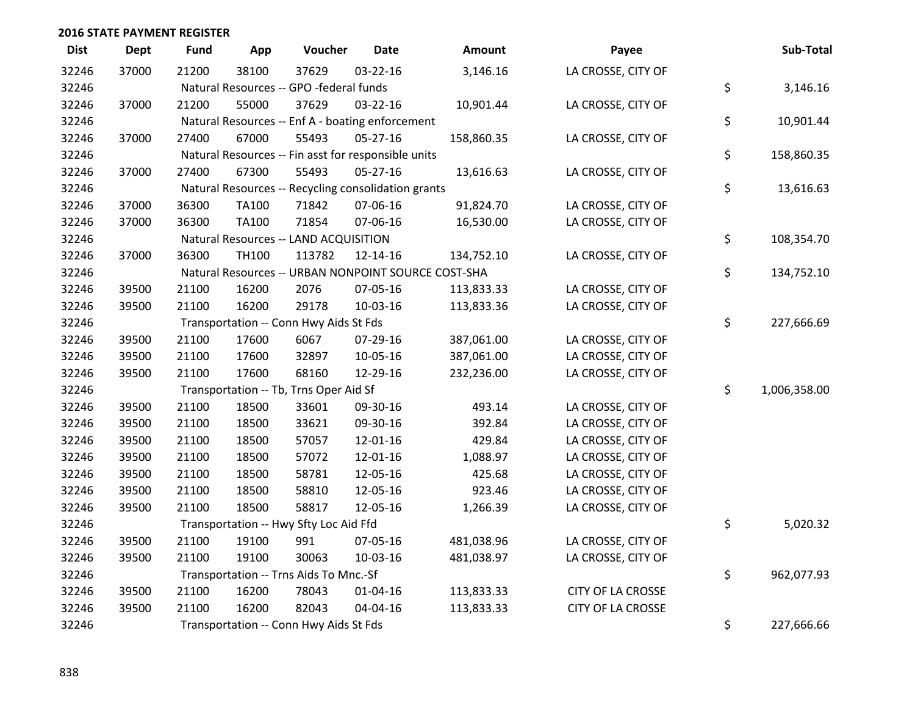## 2016 STATE PAYMENT REGISTER

| Dist | Dept | Fund | App | Voucher | Date | Amount | Payee | Sub-Total |
|---|---|---|---|---|---|---|---|---|
| 32246 | 37000 | 21200 | 38100 | 37629 | 03-22-16 | 3,146.16 | LA CROSSE, CITY OF | |
| 32246 | | Natural Resources -- GPO -federal funds | | | | | | $ 3,146.16 |
| 32246 | 37000 | 21200 | 55000 | 37629 | 03-22-16 | 10,901.44 | LA CROSSE, CITY OF | |
| 32246 | | Natural Resources -- Enf A - boating enforcement | | | | | | $ 10,901.44 |
| 32246 | 37000 | 27400 | 67000 | 55493 | 05-27-16 | 158,860.35 | LA CROSSE, CITY OF | |
| 32246 | | Natural Resources -- Fin asst for responsible units | | | | | | $ 158,860.35 |
| 32246 | 37000 | 27400 | 67300 | 55493 | 05-27-16 | 13,616.63 | LA CROSSE, CITY OF | |
| 32246 | | Natural Resources -- Recycling consolidation grants | | | | | | $ 13,616.63 |
| 32246 | 37000 | 36300 | TA100 | 71842 | 07-06-16 | 91,824.70 | LA CROSSE, CITY OF | |
| 32246 | 37000 | 36300 | TA100 | 71854 | 07-06-16 | 16,530.00 | LA CROSSE, CITY OF | |
| 32246 | | Natural Resources -- LAND ACQUISITION | | | | | | $ 108,354.70 |
| 32246 | 37000 | 36300 | TH100 | 113782 | 12-14-16 | 134,752.10 | LA CROSSE, CITY OF | |
| 32246 | | Natural Resources -- URBAN NONPOINT SOURCE COST-SHA | | | | | | $ 134,752.10 |
| 32246 | 39500 | 21100 | 16200 | 2076 | 07-05-16 | 113,833.33 | LA CROSSE, CITY OF | |
| 32246 | 39500 | 21100 | 16200 | 29178 | 10-03-16 | 113,833.36 | LA CROSSE, CITY OF | |
| 32246 | | Transportation -- Conn Hwy Aids St Fds | | | | | | $ 227,666.69 |
| 32246 | 39500 | 21100 | 17600 | 6067 | 07-29-16 | 387,061.00 | LA CROSSE, CITY OF | |
| 32246 | 39500 | 21100 | 17600 | 32897 | 10-05-16 | 387,061.00 | LA CROSSE, CITY OF | |
| 32246 | 39500 | 21100 | 17600 | 68160 | 12-29-16 | 232,236.00 | LA CROSSE, CITY OF | |
| 32246 | | Transportation -- Tb, Trns Oper Aid Sf | | | | | | $ 1,006,358.00 |
| 32246 | 39500 | 21100 | 18500 | 33601 | 09-30-16 | 493.14 | LA CROSSE, CITY OF | |
| 32246 | 39500 | 21100 | 18500 | 33621 | 09-30-16 | 392.84 | LA CROSSE, CITY OF | |
| 32246 | 39500 | 21100 | 18500 | 57057 | 12-01-16 | 429.84 | LA CROSSE, CITY OF | |
| 32246 | 39500 | 21100 | 18500 | 57072 | 12-01-16 | 1,088.97 | LA CROSSE, CITY OF | |
| 32246 | 39500 | 21100 | 18500 | 58781 | 12-05-16 | 425.68 | LA CROSSE, CITY OF | |
| 32246 | 39500 | 21100 | 18500 | 58810 | 12-05-16 | 923.46 | LA CROSSE, CITY OF | |
| 32246 | 39500 | 21100 | 18500 | 58817 | 12-05-16 | 1,266.39 | LA CROSSE, CITY OF | |
| 32246 | | Transportation -- Hwy Sfty Loc Aid Ffd | | | | | | $ 5,020.32 |
| 32246 | 39500 | 21100 | 19100 | 991 | 07-05-16 | 481,038.96 | LA CROSSE, CITY OF | |
| 32246 | 39500 | 21100 | 19100 | 30063 | 10-03-16 | 481,038.97 | LA CROSSE, CITY OF | |
| 32246 | | Transportation -- Trns Aids To Mnc.-Sf | | | | | | $ 962,077.93 |
| 32246 | 39500 | 21100 | 16200 | 78043 | 01-04-16 | 113,833.33 | CITY OF LA CROSSE | |
| 32246 | 39500 | 21100 | 16200 | 82043 | 04-04-16 | 113,833.33 | CITY OF LA CROSSE | |
| 32246 | | Transportation -- Conn Hwy Aids St Fds | | | | | | $ 227,666.66 |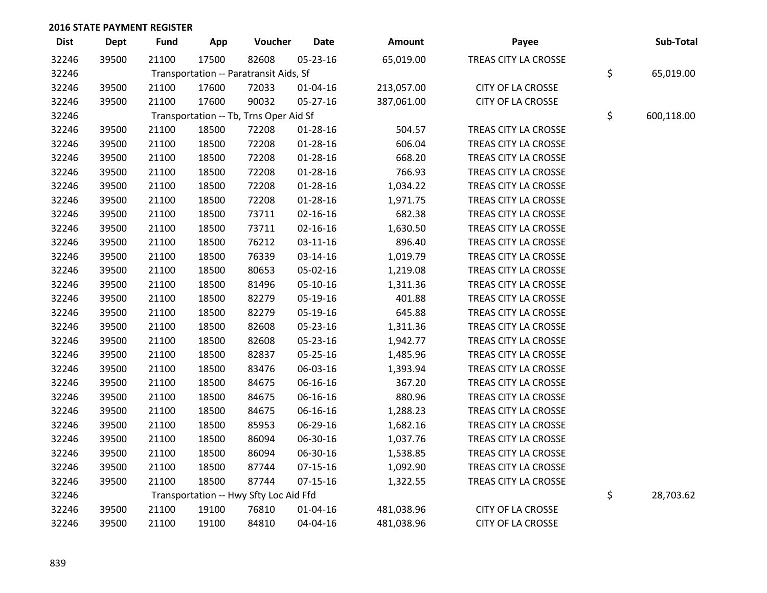**2016 STATE PAYMENT REGISTER**

| Dist | Dept | Fund | App | Voucher | Date | Amount | Payee | | Sub-Total |
|---|---|---|---|---|---|---|---|---|---|
| 32246 | 39500 | 21100 | 17500 | 82608 | 05-23-16 | 65,019.00 | TREAS CITY LA CROSSE | | |
| 32246 | | Transportation -- Paratransit Aids, Sf | | | | | | $ | 65,019.00 |
| 32246 | 39500 | 21100 | 17600 | 72033 | 01-04-16 | 213,057.00 | CITY OF LA CROSSE | | |
| 32246 | 39500 | 21100 | 17600 | 90032 | 05-27-16 | 387,061.00 | CITY OF LA CROSSE | | |
| 32246 | | Transportation -- Tb, Trns Oper Aid Sf | | | | | | $ | 600,118.00 |
| 32246 | 39500 | 21100 | 18500 | 72208 | 01-28-16 | 504.57 | TREAS CITY LA CROSSE | | |
| 32246 | 39500 | 21100 | 18500 | 72208 | 01-28-16 | 606.04 | TREAS CITY LA CROSSE | | |
| 32246 | 39500 | 21100 | 18500 | 72208 | 01-28-16 | 668.20 | TREAS CITY LA CROSSE | | |
| 32246 | 39500 | 21100 | 18500 | 72208 | 01-28-16 | 766.93 | TREAS CITY LA CROSSE | | |
| 32246 | 39500 | 21100 | 18500 | 72208 | 01-28-16 | 1,034.22 | TREAS CITY LA CROSSE | | |
| 32246 | 39500 | 21100 | 18500 | 72208 | 01-28-16 | 1,971.75 | TREAS CITY LA CROSSE | | |
| 32246 | 39500 | 21100 | 18500 | 73711 | 02-16-16 | 682.38 | TREAS CITY LA CROSSE | | |
| 32246 | 39500 | 21100 | 18500 | 73711 | 02-16-16 | 1,630.50 | TREAS CITY LA CROSSE | | |
| 32246 | 39500 | 21100 | 18500 | 76212 | 03-11-16 | 896.40 | TREAS CITY LA CROSSE | | |
| 32246 | 39500 | 21100 | 18500 | 76339 | 03-14-16 | 1,019.79 | TREAS CITY LA CROSSE | | |
| 32246 | 39500 | 21100 | 18500 | 80653 | 05-02-16 | 1,219.08 | TREAS CITY LA CROSSE | | |
| 32246 | 39500 | 21100 | 18500 | 81496 | 05-10-16 | 1,311.36 | TREAS CITY LA CROSSE | | |
| 32246 | 39500 | 21100 | 18500 | 82279 | 05-19-16 | 401.88 | TREAS CITY LA CROSSE | | |
| 32246 | 39500 | 21100 | 18500 | 82279 | 05-19-16 | 645.88 | TREAS CITY LA CROSSE | | |
| 32246 | 39500 | 21100 | 18500 | 82608 | 05-23-16 | 1,311.36 | TREAS CITY LA CROSSE | | |
| 32246 | 39500 | 21100 | 18500 | 82608 | 05-23-16 | 1,942.77 | TREAS CITY LA CROSSE | | |
| 32246 | 39500 | 21100 | 18500 | 82837 | 05-25-16 | 1,485.96 | TREAS CITY LA CROSSE | | |
| 32246 | 39500 | 21100 | 18500 | 83476 | 06-03-16 | 1,393.94 | TREAS CITY LA CROSSE | | |
| 32246 | 39500 | 21100 | 18500 | 84675 | 06-16-16 | 367.20 | TREAS CITY LA CROSSE | | |
| 32246 | 39500 | 21100 | 18500 | 84675 | 06-16-16 | 880.96 | TREAS CITY LA CROSSE | | |
| 32246 | 39500 | 21100 | 18500 | 84675 | 06-16-16 | 1,288.23 | TREAS CITY LA CROSSE | | |
| 32246 | 39500 | 21100 | 18500 | 85953 | 06-29-16 | 1,682.16 | TREAS CITY LA CROSSE | | |
| 32246 | 39500 | 21100 | 18500 | 86094 | 06-30-16 | 1,037.76 | TREAS CITY LA CROSSE | | |
| 32246 | 39500 | 21100 | 18500 | 86094 | 06-30-16 | 1,538.85 | TREAS CITY LA CROSSE | | |
| 32246 | 39500 | 21100 | 18500 | 87744 | 07-15-16 | 1,092.90 | TREAS CITY LA CROSSE | | |
| 32246 | 39500 | 21100 | 18500 | 87744 | 07-15-16 | 1,322.55 | TREAS CITY LA CROSSE | | |
| 32246 | | Transportation -- Hwy Sfty Loc Aid Ffd | | | | | | $ | 28,703.62 |
| 32246 | 39500 | 21100 | 19100 | 76810 | 01-04-16 | 481,038.96 | CITY OF LA CROSSE | | |
| 32246 | 39500 | 21100 | 19100 | 84810 | 04-04-16 | 481,038.96 | CITY OF LA CROSSE | | |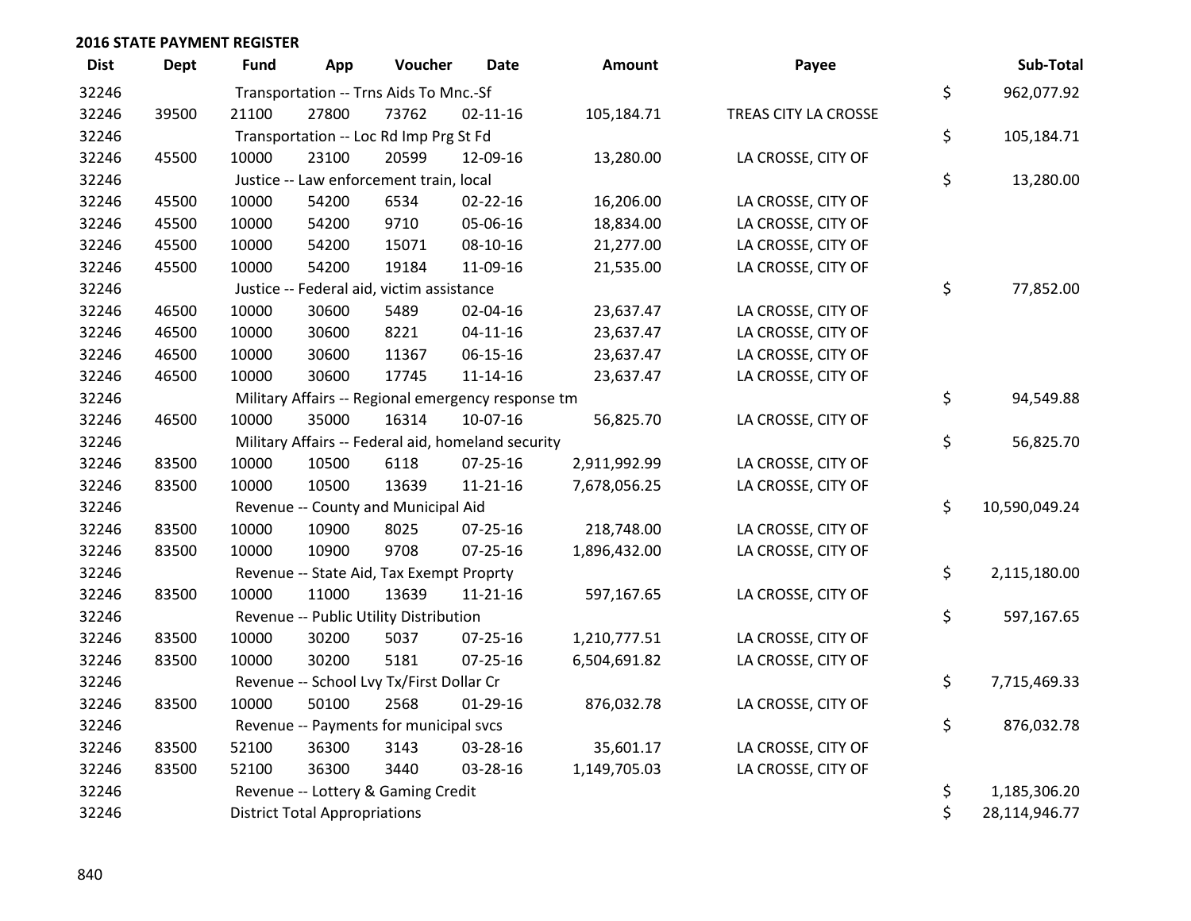**2016 STATE PAYMENT REGISTER**

| Dist | Dept | Fund | App | Voucher | Date | Amount | Payee | | Sub-Total |
|---|---|---|---|---|---|---|---|---|---|
| 32246 | | Transportation -- Trns Aids To Mnc.-Sf | | | | | | $ | 962,077.92 |
| 32246 | 39500 | 21100 | 27800 | 73762 | 02-11-16 | 105,184.71 | TREAS CITY LA CROSSE | | |
| 32246 | | Transportation -- Loc Rd Imp Prg St Fd | | | | | | $ | 105,184.71 |
| 32246 | 45500 | 10000 | 23100 | 20599 | 12-09-16 | 13,280.00 | LA CROSSE, CITY OF | | |
| 32246 | | Justice -- Law enforcement train, local | | | | | | $ | 13,280.00 |
| 32246 | 45500 | 10000 | 54200 | 6534 | 02-22-16 | 16,206.00 | LA CROSSE, CITY OF | | |
| 32246 | 45500 | 10000 | 54200 | 9710 | 05-06-16 | 18,834.00 | LA CROSSE, CITY OF | | |
| 32246 | 45500 | 10000 | 54200 | 15071 | 08-10-16 | 21,277.00 | LA CROSSE, CITY OF | | |
| 32246 | 45500 | 10000 | 54200 | 19184 | 11-09-16 | 21,535.00 | LA CROSSE, CITY OF | | |
| 32246 | | Justice -- Federal aid, victim assistance | | | | | | $ | 77,852.00 |
| 32246 | 46500 | 10000 | 30600 | 5489 | 02-04-16 | 23,637.47 | LA CROSSE, CITY OF | | |
| 32246 | 46500 | 10000 | 30600 | 8221 | 04-11-16 | 23,637.47 | LA CROSSE, CITY OF | | |
| 32246 | 46500 | 10000 | 30600 | 11367 | 06-15-16 | 23,637.47 | LA CROSSE, CITY OF | | |
| 32246 | 46500 | 10000 | 30600 | 17745 | 11-14-16 | 23,637.47 | LA CROSSE, CITY OF | | |
| 32246 | | Military Affairs -- Regional emergency response tm | | | | | | $ | 94,549.88 |
| 32246 | 46500 | 10000 | 35000 | 16314 | 10-07-16 | 56,825.70 | LA CROSSE, CITY OF | | |
| 32246 | | Military Affairs -- Federal aid, homeland security | | | | | | $ | 56,825.70 |
| 32246 | 83500 | 10000 | 10500 | 6118 | 07-25-16 | 2,911,992.99 | LA CROSSE, CITY OF | | |
| 32246 | 83500 | 10000 | 10500 | 13639 | 11-21-16 | 7,678,056.25 | LA CROSSE, CITY OF | | |
| 32246 | | Revenue -- County and Municipal Aid | | | | | | $ | 10,590,049.24 |
| 32246 | 83500 | 10000 | 10900 | 8025 | 07-25-16 | 218,748.00 | LA CROSSE, CITY OF | | |
| 32246 | 83500 | 10000 | 10900 | 9708 | 07-25-16 | 1,896,432.00 | LA CROSSE, CITY OF | | |
| 32246 | | Revenue -- State Aid, Tax Exempt Proprty | | | | | | $ | 2,115,180.00 |
| 32246 | 83500 | 10000 | 11000 | 13639 | 11-21-16 | 597,167.65 | LA CROSSE, CITY OF | | |
| 32246 | | Revenue -- Public Utility Distribution | | | | | | $ | 597,167.65 |
| 32246 | 83500 | 10000 | 30200 | 5037 | 07-25-16 | 1,210,777.51 | LA CROSSE, CITY OF | | |
| 32246 | 83500 | 10000 | 30200 | 5181 | 07-25-16 | 6,504,691.82 | LA CROSSE, CITY OF | | |
| 32246 | | Revenue -- School Lvy Tx/First Dollar Cr | | | | | | $ | 7,715,469.33 |
| 32246 | 83500 | 10000 | 50100 | 2568 | 01-29-16 | 876,032.78 | LA CROSSE, CITY OF | | |
| 32246 | | Revenue -- Payments for municipal svcs | | | | | | $ | 876,032.78 |
| 32246 | 83500 | 52100 | 36300 | 3143 | 03-28-16 | 35,601.17 | LA CROSSE, CITY OF | | |
| 32246 | 83500 | 52100 | 36300 | 3440 | 03-28-16 | 1,149,705.03 | LA CROSSE, CITY OF | | |
| 32246 | | Revenue -- Lottery & Gaming Credit | | | | | | $ | 1,185,306.20 |
| 32246 | | District Total Appropriations | | | | | | $ | 28,114,946.77 |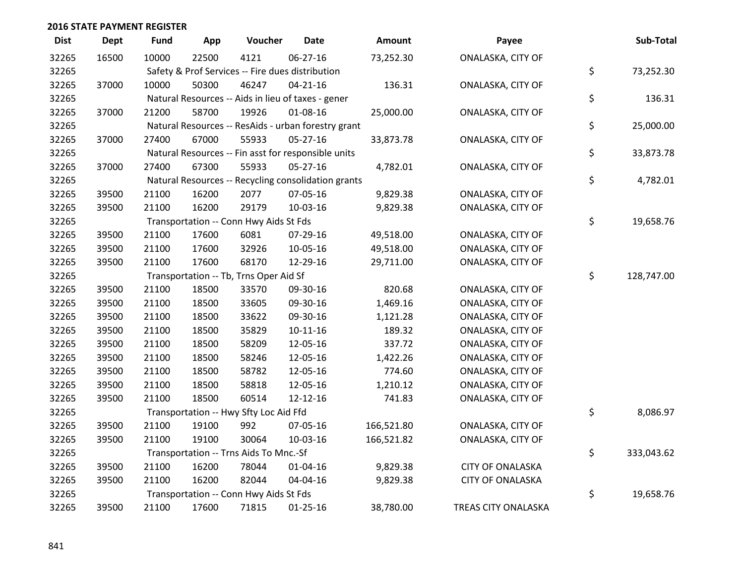## 2016 STATE PAYMENT REGISTER

| Dist | Dept | Fund | App | Voucher | Date | Amount | Payee | Sub-Total |
|---|---|---|---|---|---|---|---|---|
| 32265 | 16500 | 10000 | 22500 | 4121 | 06-27-16 | 73,252.30 | ONALASKA, CITY OF | |
| 32265 | | Safety & Prof Services -- Fire dues distribution | | | | | | $ 73,252.30 |
| 32265 | 37000 | 10000 | 50300 | 46247 | 04-21-16 | 136.31 | ONALASKA, CITY OF | |
| 32265 | | Natural Resources -- Aids in lieu of taxes - gener | | | | | | $ 136.31 |
| 32265 | 37000 | 21200 | 58700 | 19926 | 01-08-16 | 25,000.00 | ONALASKA, CITY OF | |
| 32265 | | Natural Resources -- ResAids - urban forestry grant | | | | | | $ 25,000.00 |
| 32265 | 37000 | 27400 | 67000 | 55933 | 05-27-16 | 33,873.78 | ONALASKA, CITY OF | |
| 32265 | | Natural Resources -- Fin asst for responsible units | | | | | | $ 33,873.78 |
| 32265 | 37000 | 27400 | 67300 | 55933 | 05-27-16 | 4,782.01 | ONALASKA, CITY OF | |
| 32265 | | Natural Resources -- Recycling consolidation grants | | | | | | $ 4,782.01 |
| 32265 | 39500 | 21100 | 16200 | 2077 | 07-05-16 | 9,829.38 | ONALASKA, CITY OF | |
| 32265 | 39500 | 21100 | 16200 | 29179 | 10-03-16 | 9,829.38 | ONALASKA, CITY OF | |
| 32265 | | Transportation -- Conn Hwy Aids St Fds | | | | | | $ 19,658.76 |
| 32265 | 39500 | 21100 | 17600 | 6081 | 07-29-16 | 49,518.00 | ONALASKA, CITY OF | |
| 32265 | 39500 | 21100 | 17600 | 32926 | 10-05-16 | 49,518.00 | ONALASKA, CITY OF | |
| 32265 | 39500 | 21100 | 17600 | 68170 | 12-29-16 | 29,711.00 | ONALASKA, CITY OF | |
| 32265 | | Transportation -- Tb, Trns Oper Aid Sf | | | | | | $ 128,747.00 |
| 32265 | 39500 | 21100 | 18500 | 33570 | 09-30-16 | 820.68 | ONALASKA, CITY OF | |
| 32265 | 39500 | 21100 | 18500 | 33605 | 09-30-16 | 1,469.16 | ONALASKA, CITY OF | |
| 32265 | 39500 | 21100 | 18500 | 33622 | 09-30-16 | 1,121.28 | ONALASKA, CITY OF | |
| 32265 | 39500 | 21100 | 18500 | 35829 | 10-11-16 | 189.32 | ONALASKA, CITY OF | |
| 32265 | 39500 | 21100 | 18500 | 58209 | 12-05-16 | 337.72 | ONALASKA, CITY OF | |
| 32265 | 39500 | 21100 | 18500 | 58246 | 12-05-16 | 1,422.26 | ONALASKA, CITY OF | |
| 32265 | 39500 | 21100 | 18500 | 58782 | 12-05-16 | 774.60 | ONALASKA, CITY OF | |
| 32265 | 39500 | 21100 | 18500 | 58818 | 12-05-16 | 1,210.12 | ONALASKA, CITY OF | |
| 32265 | 39500 | 21100 | 18500 | 60514 | 12-12-16 | 741.83 | ONALASKA, CITY OF | |
| 32265 | | Transportation -- Hwy Sfty Loc Aid Ffd | | | | | | $ 8,086.97 |
| 32265 | 39500 | 21100 | 19100 | 992 | 07-05-16 | 166,521.80 | ONALASKA, CITY OF | |
| 32265 | 39500 | 21100 | 19100 | 30064 | 10-03-16 | 166,521.82 | ONALASKA, CITY OF | |
| 32265 | | Transportation -- Trns Aids To Mnc.-Sf | | | | | | $ 333,043.62 |
| 32265 | 39500 | 21100 | 16200 | 78044 | 01-04-16 | 9,829.38 | CITY OF ONALASKA | |
| 32265 | 39500 | 21100 | 16200 | 82044 | 04-04-16 | 9,829.38 | CITY OF ONALASKA | |
| 32265 | | Transportation -- Conn Hwy Aids St Fds | | | | | | $ 19,658.76 |
| 32265 | 39500 | 21100 | 17600 | 71815 | 01-25-16 | 38,780.00 | TREAS CITY ONALASKA | |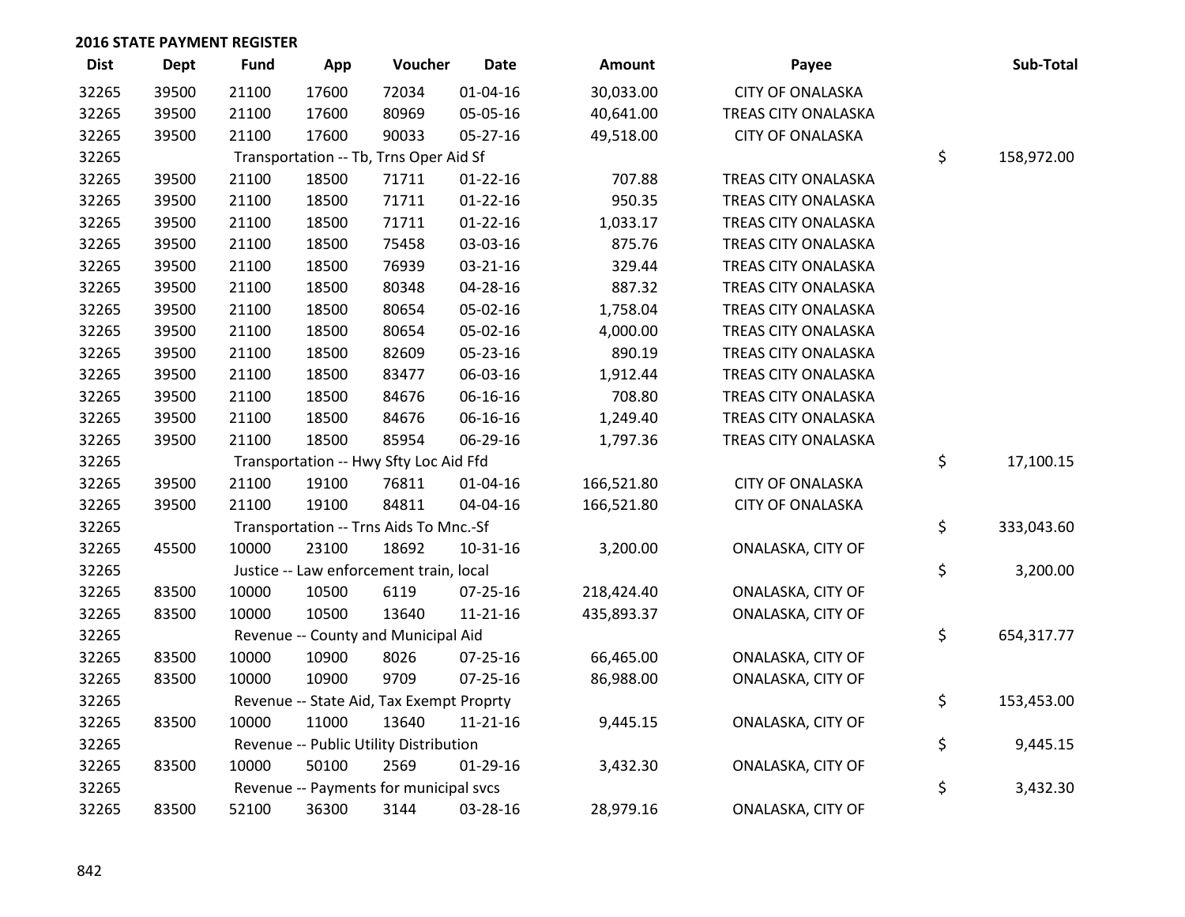## 2016 STATE PAYMENT REGISTER

| Dist | Dept | Fund | App | Voucher | Date | Amount | Payee | Sub-Total |
|---|---|---|---|---|---|---|---|---|
| 32265 | 39500 | 21100 | 17600 | 72034 | 01-04-16 | 30,033.00 | CITY OF ONALASKA | |
| 32265 | 39500 | 21100 | 17600 | 80969 | 05-05-16 | 40,641.00 | TREAS CITY ONALASKA | |
| 32265 | 39500 | 21100 | 17600 | 90033 | 05-27-16 | 49,518.00 | CITY OF ONALASKA | |
| 32265 | | Transportation -- Tb, Trns Oper Aid Sf | | | | | | $ 158,972.00 |
| 32265 | 39500 | 21100 | 18500 | 71711 | 01-22-16 | 707.88 | TREAS CITY ONALASKA | |
| 32265 | 39500 | 21100 | 18500 | 71711 | 01-22-16 | 950.35 | TREAS CITY ONALASKA | |
| 32265 | 39500 | 21100 | 18500 | 71711 | 01-22-16 | 1,033.17 | TREAS CITY ONALASKA | |
| 32265 | 39500 | 21100 | 18500 | 75458 | 03-03-16 | 875.76 | TREAS CITY ONALASKA | |
| 32265 | 39500 | 21100 | 18500 | 76939 | 03-21-16 | 329.44 | TREAS CITY ONALASKA | |
| 32265 | 39500 | 21100 | 18500 | 80348 | 04-28-16 | 887.32 | TREAS CITY ONALASKA | |
| 32265 | 39500 | 21100 | 18500 | 80654 | 05-02-16 | 1,758.04 | TREAS CITY ONALASKA | |
| 32265 | 39500 | 21100 | 18500 | 80654 | 05-02-16 | 4,000.00 | TREAS CITY ONALASKA | |
| 32265 | 39500 | 21100 | 18500 | 82609 | 05-23-16 | 890.19 | TREAS CITY ONALASKA | |
| 32265 | 39500 | 21100 | 18500 | 83477 | 06-03-16 | 1,912.44 | TREAS CITY ONALASKA | |
| 32265 | 39500 | 21100 | 18500 | 84676 | 06-16-16 | 708.80 | TREAS CITY ONALASKA | |
| 32265 | 39500 | 21100 | 18500 | 84676 | 06-16-16 | 1,249.40 | TREAS CITY ONALASKA | |
| 32265 | 39500 | 21100 | 18500 | 85954 | 06-29-16 | 1,797.36 | TREAS CITY ONALASKA | |
| 32265 | | Transportation -- Hwy Sfty Loc Aid Ffd | | | | | | $ 17,100.15 |
| 32265 | 39500 | 21100 | 19100 | 76811 | 01-04-16 | 166,521.80 | CITY OF ONALASKA | |
| 32265 | 39500 | 21100 | 19100 | 84811 | 04-04-16 | 166,521.80 | CITY OF ONALASKA | |
| 32265 | | Transportation -- Trns Aids To Mnc.-Sf | | | | | | $ 333,043.60 |
| 32265 | 45500 | 10000 | 23100 | 18692 | 10-31-16 | 3,200.00 | ONALASKA, CITY OF | |
| 32265 | | Justice -- Law enforcement train, local | | | | | | $ 3,200.00 |
| 32265 | 83500 | 10000 | 10500 | 6119 | 07-25-16 | 218,424.40 | ONALASKA, CITY OF | |
| 32265 | 83500 | 10000 | 10500 | 13640 | 11-21-16 | 435,893.37 | ONALASKA, CITY OF | |
| 32265 | | Revenue -- County and Municipal Aid | | | | | | $ 654,317.77 |
| 32265 | 83500 | 10000 | 10900 | 8026 | 07-25-16 | 66,465.00 | ONALASKA, CITY OF | |
| 32265 | 83500 | 10000 | 10900 | 9709 | 07-25-16 | 86,988.00 | ONALASKA, CITY OF | |
| 32265 | | Revenue -- State Aid, Tax Exempt Proprty | | | | | | $ 153,453.00 |
| 32265 | 83500 | 10000 | 11000 | 13640 | 11-21-16 | 9,445.15 | ONALASKA, CITY OF | |
| 32265 | | Revenue -- Public Utility Distribution | | | | | | $ 9,445.15 |
| 32265 | 83500 | 10000 | 50100 | 2569 | 01-29-16 | 3,432.30 | ONALASKA, CITY OF | |
| 32265 | | Revenue -- Payments for municipal svcs | | | | | | $ 3,432.30 |
| 32265 | 83500 | 52100 | 36300 | 3144 | 03-28-16 | 28,979.16 | ONALASKA, CITY OF | |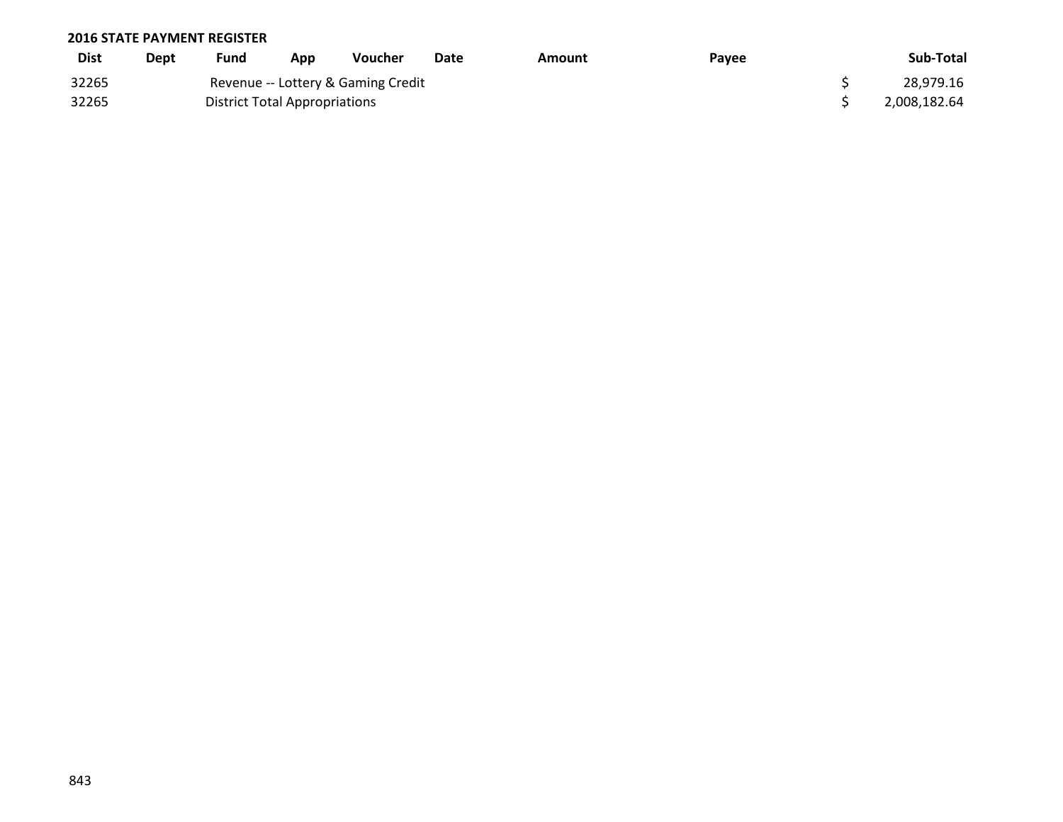## 2016 STATE PAYMENT REGISTER

| Dist | Dept | Fund | App | Voucher | Date | Amount | Payee | Sub-Total |
|---|---|---|---|---|---|---|---|---|
| 32265 | | Revenue -- Lottery & Gaming Credit | | | | | | $ 28,979.16 |
| 32265 | | District Total Appropriations | | | | | | $ 2,008,182.64 |